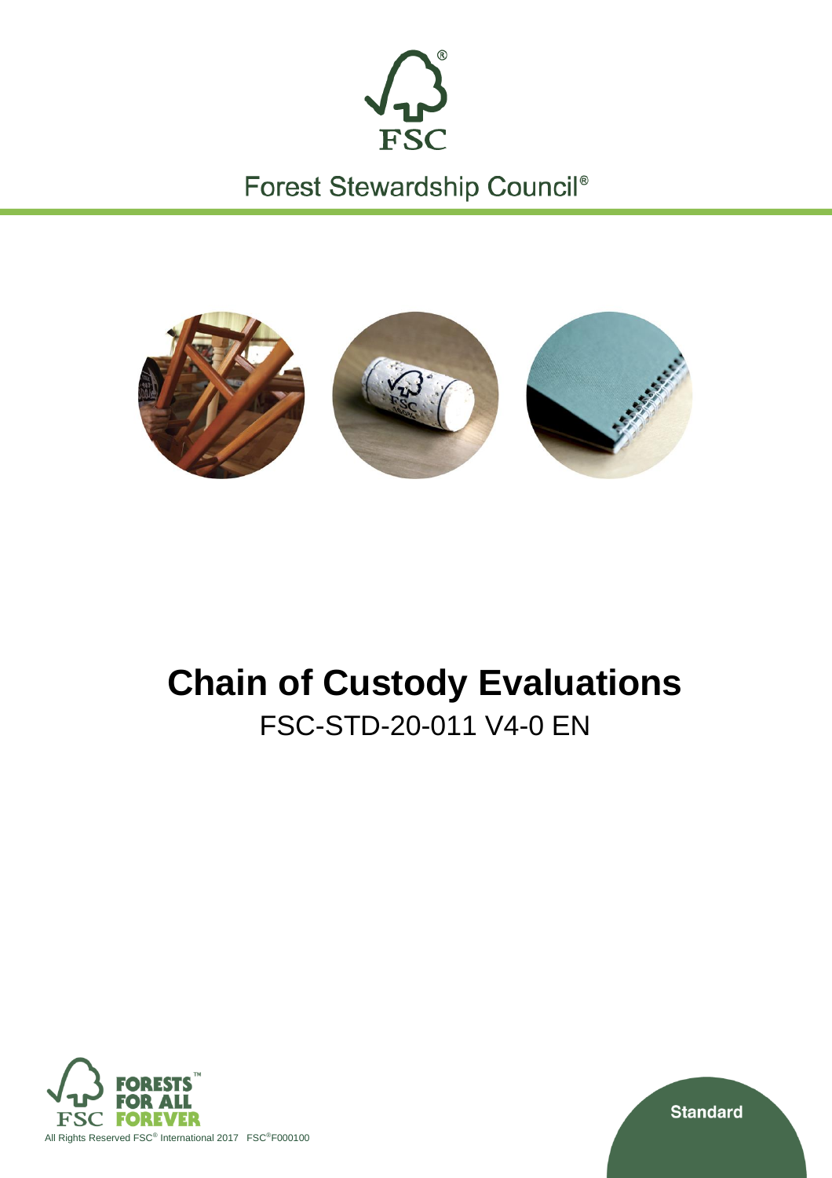FSC

Forest Stewardship Council®

# Chain of Custody Evaluations

FSC-STD-20-011 V4-0 EN

FORESTS FOR ALL FOREVER

All Rights Reserved FSC® International 2017 FSC®F000100

Standard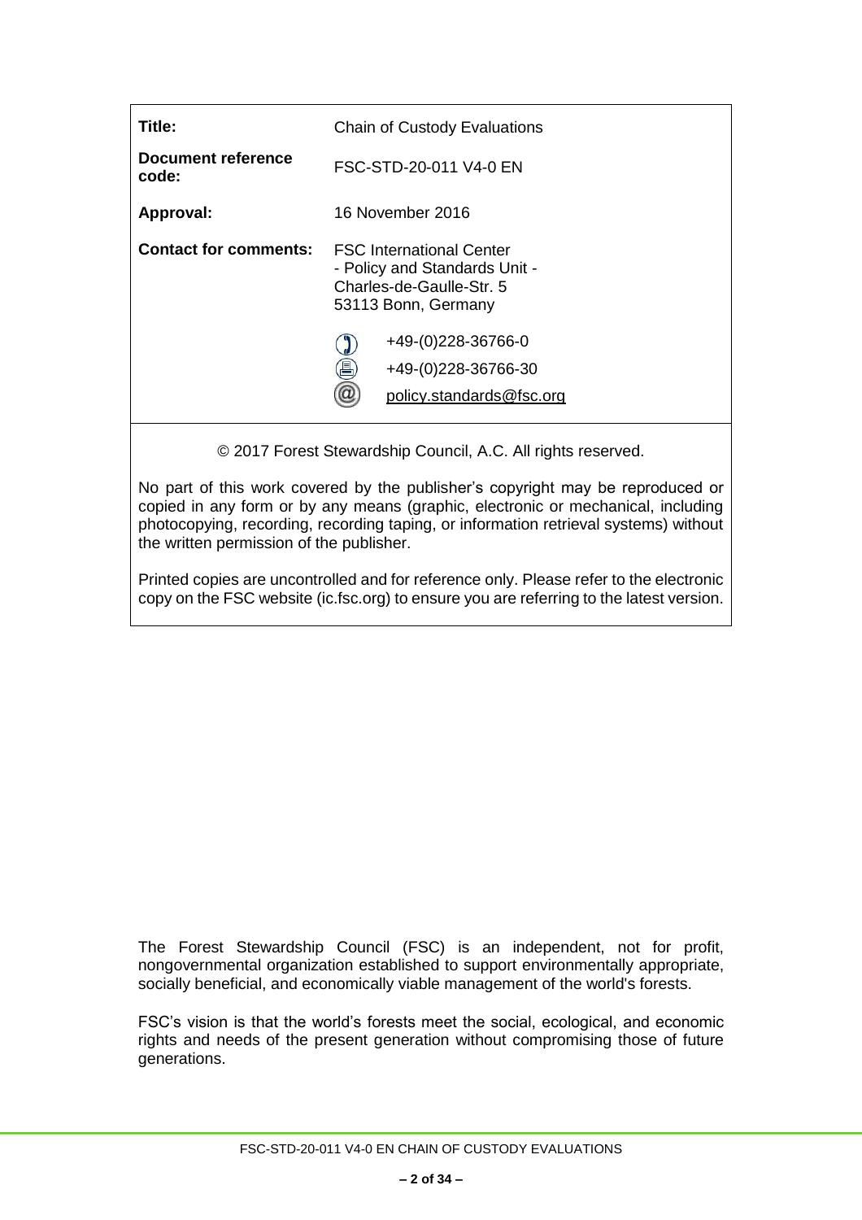| | |
|---|---|
| **Title:** | Chain of Custody Evaluations |
| **Document reference code:** | FSC-STD-20-011 V4-0 EN |
| **Approval:** | 16 November 2016 |
| **Contact for comments:** | FSC International Center<br>- Policy and Standards Unit -<br>Charles-de-Gaulle-Str. 5<br>53113 Bonn, Germany<br><br>+49-(0)228-36766-0<br>+49-(0)228-36766-30<br>policy.standards@fsc.org |

© 2017 Forest Stewardship Council, A.C. All rights reserved.

No part of this work covered by the publisher's copyright may be reproduced or copied in any form or by any means (graphic, electronic or mechanical, including photocopying, recording, recording taping, or information retrieval systems) without the written permission of the publisher.

Printed copies are uncontrolled and for reference only. Please refer to the electronic copy on the FSC website (ic.fsc.org) to ensure you are referring to the latest version.

The Forest Stewardship Council (FSC) is an independent, not for profit, nongovernmental organization established to support environmentally appropriate, socially beneficial, and economically viable management of the world's forests.

FSC's vision is that the world's forests meet the social, ecological, and economic rights and needs of the present generation without compromising those of future generations.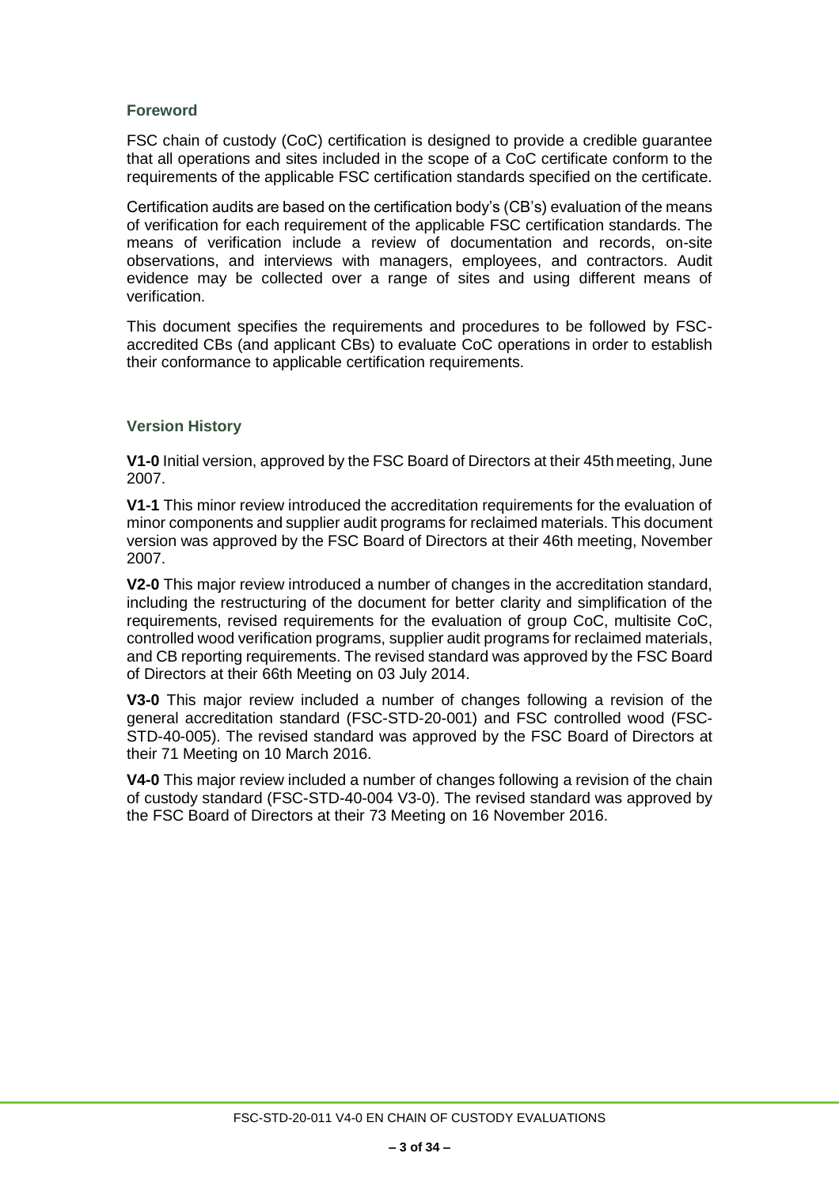## Foreword

FSC chain of custody (CoC) certification is designed to provide a credible guarantee that all operations and sites included in the scope of a CoC certificate conform to the requirements of the applicable FSC certification standards specified on the certificate.

Certification audits are based on the certification body's (CB's) evaluation of the means of verification for each requirement of the applicable FSC certification standards. The means of verification include a review of documentation and records, on-site observations, and interviews with managers, employees, and contractors. Audit evidence may be collected over a range of sites and using different means of verification.

This document specifies the requirements and procedures to be followed by FSC-accredited CBs (and applicant CBs) to evaluate CoC operations in order to establish their conformance to applicable certification requirements.

## Version History

**V1-0** Initial version, approved by the FSC Board of Directors at their 45th meeting, June 2007.

**V1-1** This minor review introduced the accreditation requirements for the evaluation of minor components and supplier audit programs for reclaimed materials. This document version was approved by the FSC Board of Directors at their 46th meeting, November 2007.

**V2-0** This major review introduced a number of changes in the accreditation standard, including the restructuring of the document for better clarity and simplification of the requirements, revised requirements for the evaluation of group CoC, multisite CoC, controlled wood verification programs, supplier audit programs for reclaimed materials, and CB reporting requirements. The revised standard was approved by the FSC Board of Directors at their 66th Meeting on 03 July 2014.

**V3-0** This major review included a number of changes following a revision of the general accreditation standard (FSC-STD-20-001) and FSC controlled wood (FSC-STD-40-005). The revised standard was approved by the FSC Board of Directors at their 71 Meeting on 10 March 2016.

**V4-0** This major review included a number of changes following a revision of the chain of custody standard (FSC-STD-40-004 V3-0). The revised standard was approved by the FSC Board of Directors at their 73 Meeting on 16 November 2016.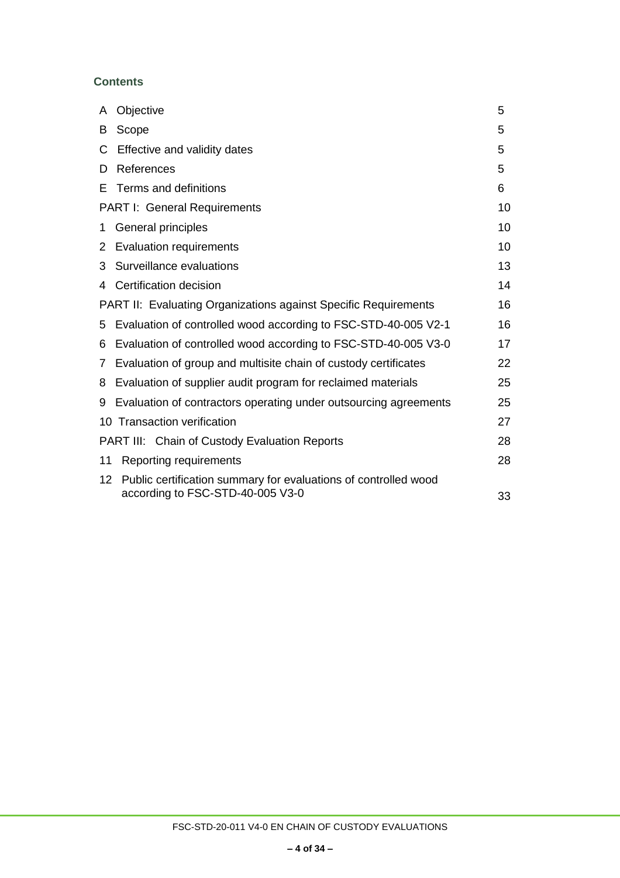## Contents

| | |
|---|---|
| A Objective | 5 |
| B Scope | 5 |
| C Effective and validity dates | 5 |
| D References | 5 |
| E Terms and definitions | 6 |
| PART I: General Requirements | 10 |
| 1 General principles | 10 |
| 2 Evaluation requirements | 10 |
| 3 Surveillance evaluations | 13 |
| 4 Certification decision | 14 |
| PART II: Evaluating Organizations against Specific Requirements | 16 |
| 5 Evaluation of controlled wood according to FSC-STD-40-005 V2-1 | 16 |
| 6 Evaluation of controlled wood according to FSC-STD-40-005 V3-0 | 17 |
| 7 Evaluation of group and multisite chain of custody certificates | 22 |
| 8 Evaluation of supplier audit program for reclaimed materials | 25 |
| 9 Evaluation of contractors operating under outsourcing agreements | 25 |
| 10 Transaction verification | 27 |
| PART III: Chain of Custody Evaluation Reports | 28 |
| 11 Reporting requirements | 28 |
| 12 Public certification summary for evaluations of controlled wood according to FSC-STD-40-005 V3-0 | 33 |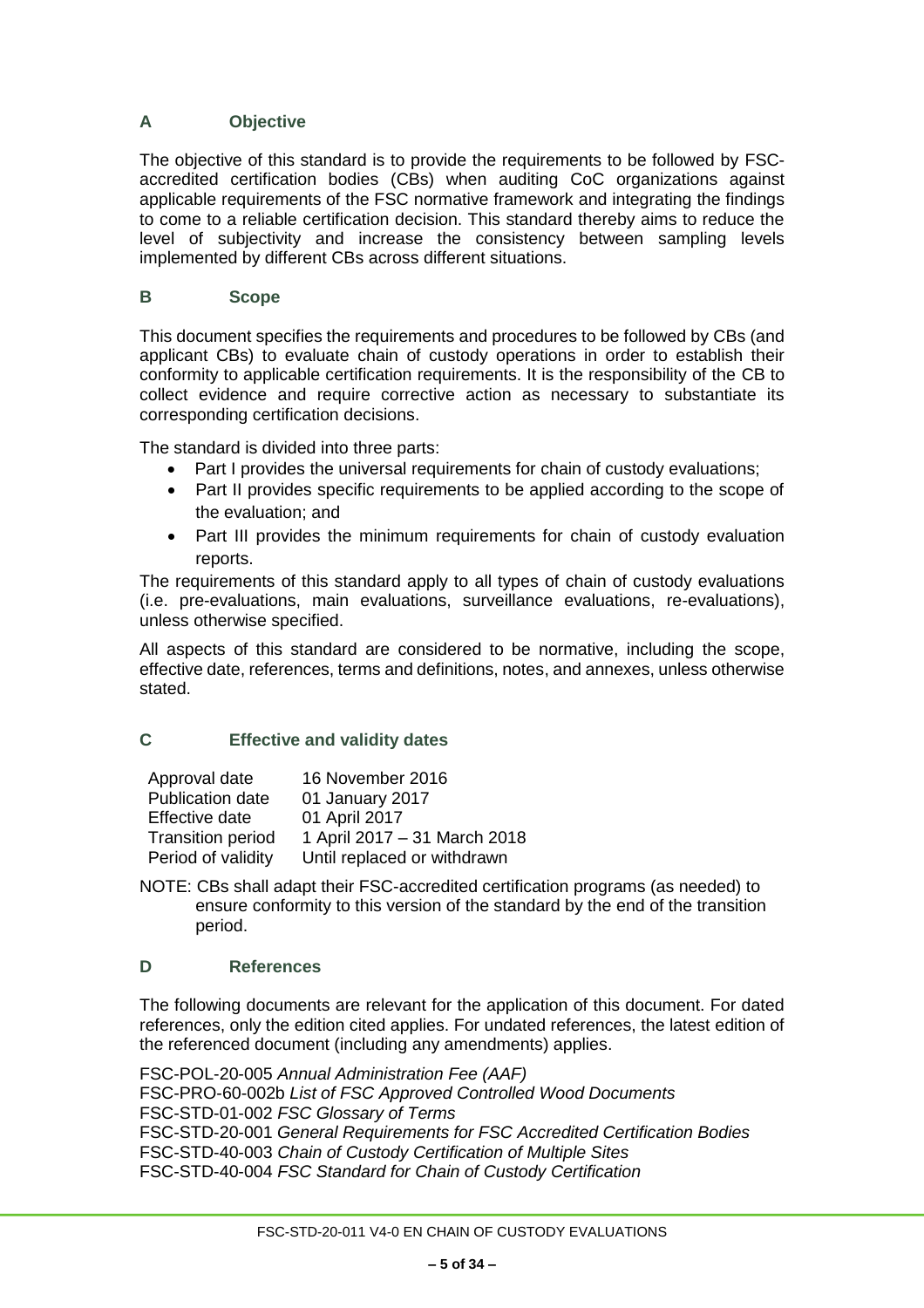## A Objective

The objective of this standard is to provide the requirements to be followed by FSC-accredited certification bodies (CBs) when auditing CoC organizations against applicable requirements of the FSC normative framework and integrating the findings to come to a reliable certification decision. This standard thereby aims to reduce the level of subjectivity and increase the consistency between sampling levels implemented by different CBs across different situations.

## B Scope

This document specifies the requirements and procedures to be followed by CBs (and applicant CBs) to evaluate chain of custody operations in order to establish their conformity to applicable certification requirements. It is the responsibility of the CB to collect evidence and require corrective action as necessary to substantiate its corresponding certification decisions.

The standard is divided into three parts:

- Part I provides the universal requirements for chain of custody evaluations;
- Part II provides specific requirements to be applied according to the scope of the evaluation; and
- Part III provides the minimum requirements for chain of custody evaluation reports.

The requirements of this standard apply to all types of chain of custody evaluations (i.e. pre-evaluations, main evaluations, surveillance evaluations, re-evaluations), unless otherwise specified.

All aspects of this standard are considered to be normative, including the scope, effective date, references, terms and definitions, notes, and annexes, unless otherwise stated.

## C Effective and validity dates

| | |
|---|---|
| Approval date | 16 November 2016 |
| Publication date | 01 January 2017 |
| Effective date | 01 April 2017 |
| Transition period | 1 April 2017 – 31 March 2018 |
| Period of validity | Until replaced or withdrawn |

NOTE: CBs shall adapt their FSC-accredited certification programs (as needed) to ensure conformity to this version of the standard by the end of the transition period.

## D References

The following documents are relevant for the application of this document. For dated references, only the edition cited applies. For undated references, the latest edition of the referenced document (including any amendments) applies.

FSC-POL-20-005 *Annual Administration Fee (AAF)*
FSC-PRO-60-002b *List of FSC Approved Controlled Wood Documents*
FSC-STD-01-002 *FSC Glossary of Terms*
FSC-STD-20-001 *General Requirements for FSC Accredited Certification Bodies*
FSC-STD-40-003 *Chain of Custody Certification of Multiple Sites*
FSC-STD-40-004 *FSC Standard for Chain of Custody Certification*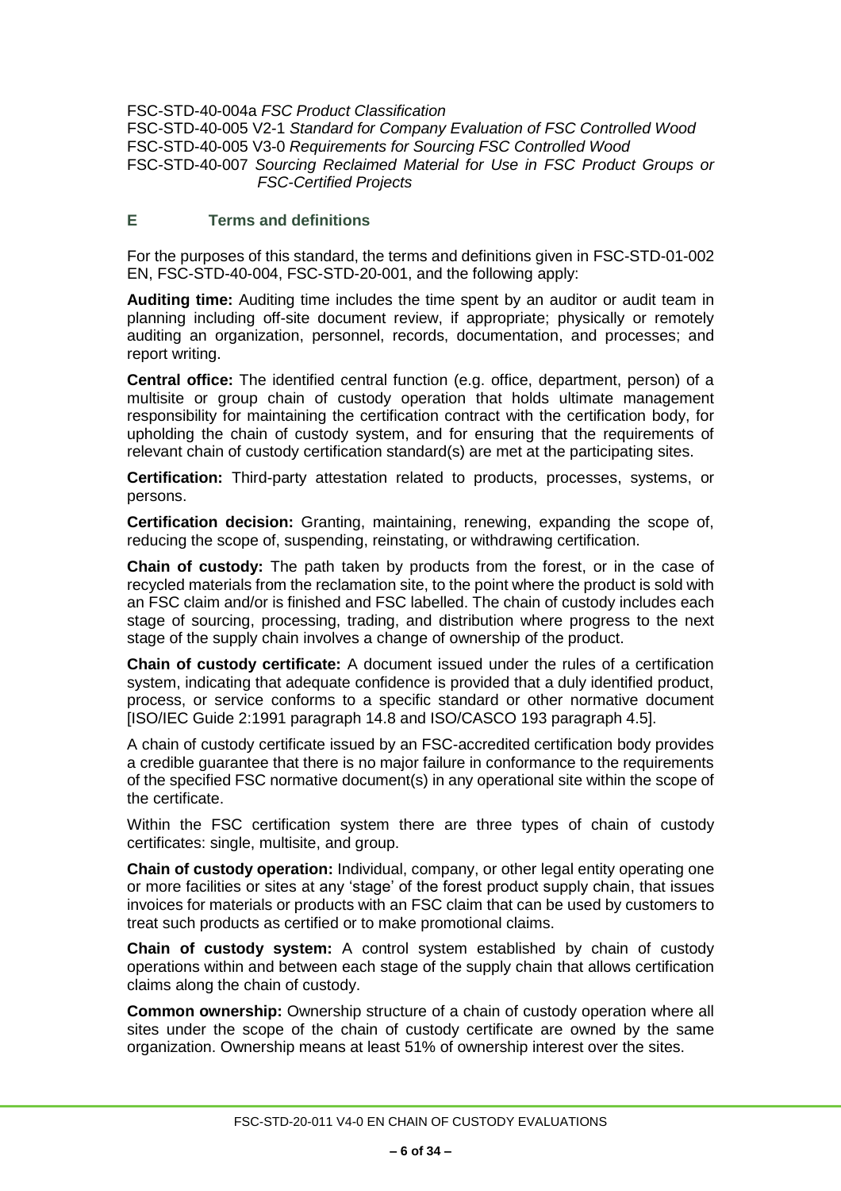FSC-STD-40-004a *FSC Product Classification*

FSC-STD-40-005 V2-1 *Standard for Company Evaluation of FSC Controlled Wood*

FSC-STD-40-005 V3-0 *Requirements for Sourcing FSC Controlled Wood*

FSC-STD-40-007 *Sourcing Reclaimed Material for Use in FSC Product Groups or FSC-Certified Projects*

## E Terms and definitions

For the purposes of this standard, the terms and definitions given in FSC-STD-01-002 EN, FSC-STD-40-004, FSC-STD-20-001, and the following apply:

**Auditing time:** Auditing time includes the time spent by an auditor or audit team in planning including off-site document review, if appropriate; physically or remotely auditing an organization, personnel, records, documentation, and processes; and report writing.

**Central office:** The identified central function (e.g. office, department, person) of a multisite or group chain of custody operation that holds ultimate management responsibility for maintaining the certification contract with the certification body, for upholding the chain of custody system, and for ensuring that the requirements of relevant chain of custody certification standard(s) are met at the participating sites.

**Certification:** Third-party attestation related to products, processes, systems, or persons.

**Certification decision:** Granting, maintaining, renewing, expanding the scope of, reducing the scope of, suspending, reinstating, or withdrawing certification.

**Chain of custody:** The path taken by products from the forest, or in the case of recycled materials from the reclamation site, to the point where the product is sold with an FSC claim and/or is finished and FSC labelled. The chain of custody includes each stage of sourcing, processing, trading, and distribution where progress to the next stage of the supply chain involves a change of ownership of the product.

**Chain of custody certificate:** A document issued under the rules of a certification system, indicating that adequate confidence is provided that a duly identified product, process, or service conforms to a specific standard or other normative document [ISO/IEC Guide 2:1991 paragraph 14.8 and ISO/CASCO 193 paragraph 4.5].

A chain of custody certificate issued by an FSC-accredited certification body provides a credible guarantee that there is no major failure in conformance to the requirements of the specified FSC normative document(s) in any operational site within the scope of the certificate.

Within the FSC certification system there are three types of chain of custody certificates: single, multisite, and group.

**Chain of custody operation:** Individual, company, or other legal entity operating one or more facilities or sites at any 'stage' of the forest product supply chain, that issues invoices for materials or products with an FSC claim that can be used by customers to treat such products as certified or to make promotional claims.

**Chain of custody system:** A control system established by chain of custody operations within and between each stage of the supply chain that allows certification claims along the chain of custody.

**Common ownership:** Ownership structure of a chain of custody operation where all sites under the scope of the chain of custody certificate are owned by the same organization. Ownership means at least 51% of ownership interest over the sites.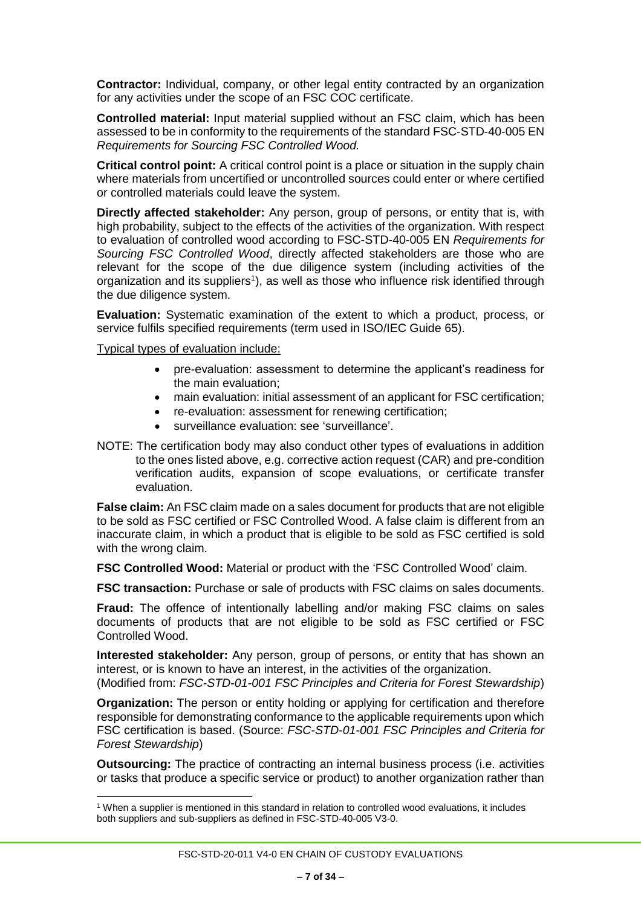**Contractor:** Individual, company, or other legal entity contracted by an organization for any activities under the scope of an FSC COC certificate.

**Controlled material:** Input material supplied without an FSC claim, which has been assessed to be in conformity to the requirements of the standard FSC-STD-40-005 EN *Requirements for Sourcing FSC Controlled Wood.*

**Critical control point:** A critical control point is a place or situation in the supply chain where materials from uncertified or uncontrolled sources could enter or where certified or controlled materials could leave the system.

**Directly affected stakeholder:** Any person, group of persons, or entity that is, with high probability, subject to the effects of the activities of the organization. With respect to evaluation of controlled wood according to FSC-STD-40-005 EN *Requirements for Sourcing FSC Controlled Wood*, directly affected stakeholders are those who are relevant for the scope of the due diligence system (including activities of the organization and its suppliers[1]), as well as those who influence risk identified through the due diligence system.

**Evaluation:** Systematic examination of the extent to which a product, process, or service fulfils specified requirements (term used in ISO/IEC Guide 65).

Typical types of evaluation include:

- pre-evaluation: assessment to determine the applicant's readiness for the main evaluation;
- main evaluation: initial assessment of an applicant for FSC certification;
- re-evaluation: assessment for renewing certification;
- surveillance evaluation: see 'surveillance'.

NOTE: The certification body may also conduct other types of evaluations in addition to the ones listed above, e.g. corrective action request (CAR) and pre-condition verification audits, expansion of scope evaluations, or certificate transfer evaluation.

**False claim:** An FSC claim made on a sales document for products that are not eligible to be sold as FSC certified or FSC Controlled Wood. A false claim is different from an inaccurate claim, in which a product that is eligible to be sold as FSC certified is sold with the wrong claim.

**FSC Controlled Wood:** Material or product with the 'FSC Controlled Wood' claim.

**FSC transaction:** Purchase or sale of products with FSC claims on sales documents.

**Fraud:** The offence of intentionally labelling and/or making FSC claims on sales documents of products that are not eligible to be sold as FSC certified or FSC Controlled Wood.

**Interested stakeholder:** Any person, group of persons, or entity that has shown an interest, or is known to have an interest, in the activities of the organization. (Modified from: *FSC-STD-01-001 FSC Principles and Criteria for Forest Stewardship*)

**Organization:** The person or entity holding or applying for certification and therefore responsible for demonstrating conformance to the applicable requirements upon which FSC certification is based. (Source: *FSC-STD-01-001 FSC Principles and Criteria for Forest Stewardship*)

**Outsourcing:** The practice of contracting an internal business process (i.e. activities or tasks that produce a specific service or product) to another organization rather than

[1] When a supplier is mentioned in this standard in relation to controlled wood evaluations, it includes both suppliers and sub-suppliers as defined in FSC-STD-40-005 V3-0.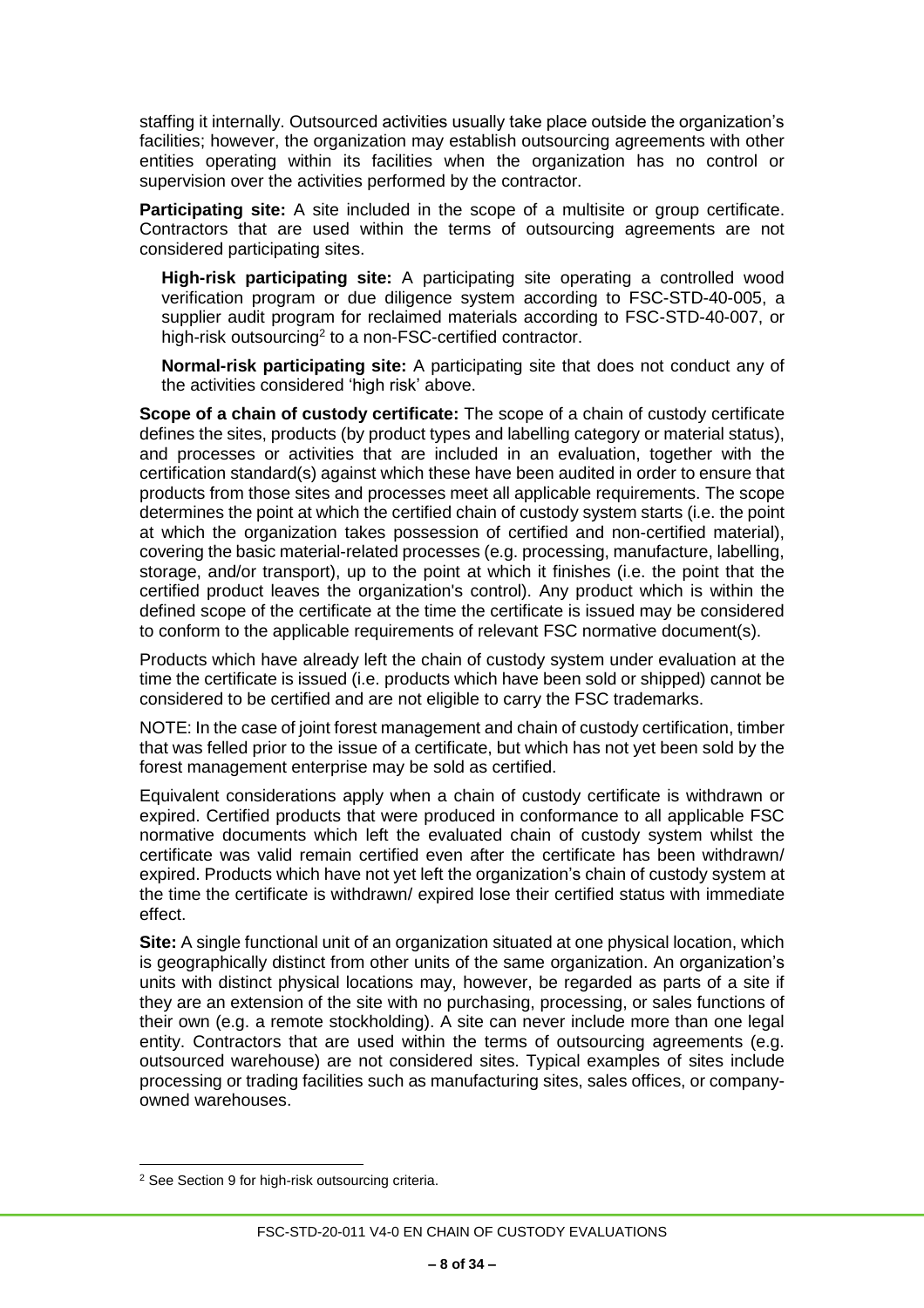staffing it internally. Outsourced activities usually take place outside the organization's facilities; however, the organization may establish outsourcing agreements with other entities operating within its facilities when the organization has no control or supervision over the activities performed by the contractor.

**Participating site:** A site included in the scope of a multisite or group certificate. Contractors that are used within the terms of outsourcing agreements are not considered participating sites.

> **High-risk participating site:** A participating site operating a controlled wood verification program or due diligence system according to FSC-STD-40-005, a supplier audit program for reclaimed materials according to FSC-STD-40-007, or high-risk outsourcing[2] to a non-FSC-certified contractor.
>
> **Normal-risk participating site:** A participating site that does not conduct any of the activities considered 'high risk' above.

**Scope of a chain of custody certificate:** The scope of a chain of custody certificate defines the sites, products (by product types and labelling category or material status), and processes or activities that are included in an evaluation, together with the certification standard(s) against which these have been audited in order to ensure that products from those sites and processes meet all applicable requirements. The scope determines the point at which the certified chain of custody system starts (i.e. the point at which the organization takes possession of certified and non-certified material), covering the basic material-related processes (e.g. processing, manufacture, labelling, storage, and/or transport), up to the point at which it finishes (i.e. the point that the certified product leaves the organization's control). Any product which is within the defined scope of the certificate at the time the certificate is issued may be considered to conform to the applicable requirements of relevant FSC normative document(s).

Products which have already left the chain of custody system under evaluation at the time the certificate is issued (i.e. products which have been sold or shipped) cannot be considered to be certified and are not eligible to carry the FSC trademarks.

NOTE: In the case of joint forest management and chain of custody certification, timber that was felled prior to the issue of a certificate, but which has not yet been sold by the forest management enterprise may be sold as certified.

Equivalent considerations apply when a chain of custody certificate is withdrawn or expired. Certified products that were produced in conformance to all applicable FSC normative documents which left the evaluated chain of custody system whilst the certificate was valid remain certified even after the certificate has been withdrawn/ expired. Products which have not yet left the organization's chain of custody system at the time the certificate is withdrawn/ expired lose their certified status with immediate effect.

**Site:** A single functional unit of an organization situated at one physical location, which is geographically distinct from other units of the same organization. An organization's units with distinct physical locations may, however, be regarded as parts of a site if they are an extension of the site with no purchasing, processing, or sales functions of their own (e.g. a remote stockholding). A site can never include more than one legal entity. Contractors that are used within the terms of outsourcing agreements (e.g. outsourced warehouse) are not considered sites. Typical examples of sites include processing or trading facilities such as manufacturing sites, sales offices, or company-owned warehouses.

---

[2] See Section 9 for high-risk outsourcing criteria.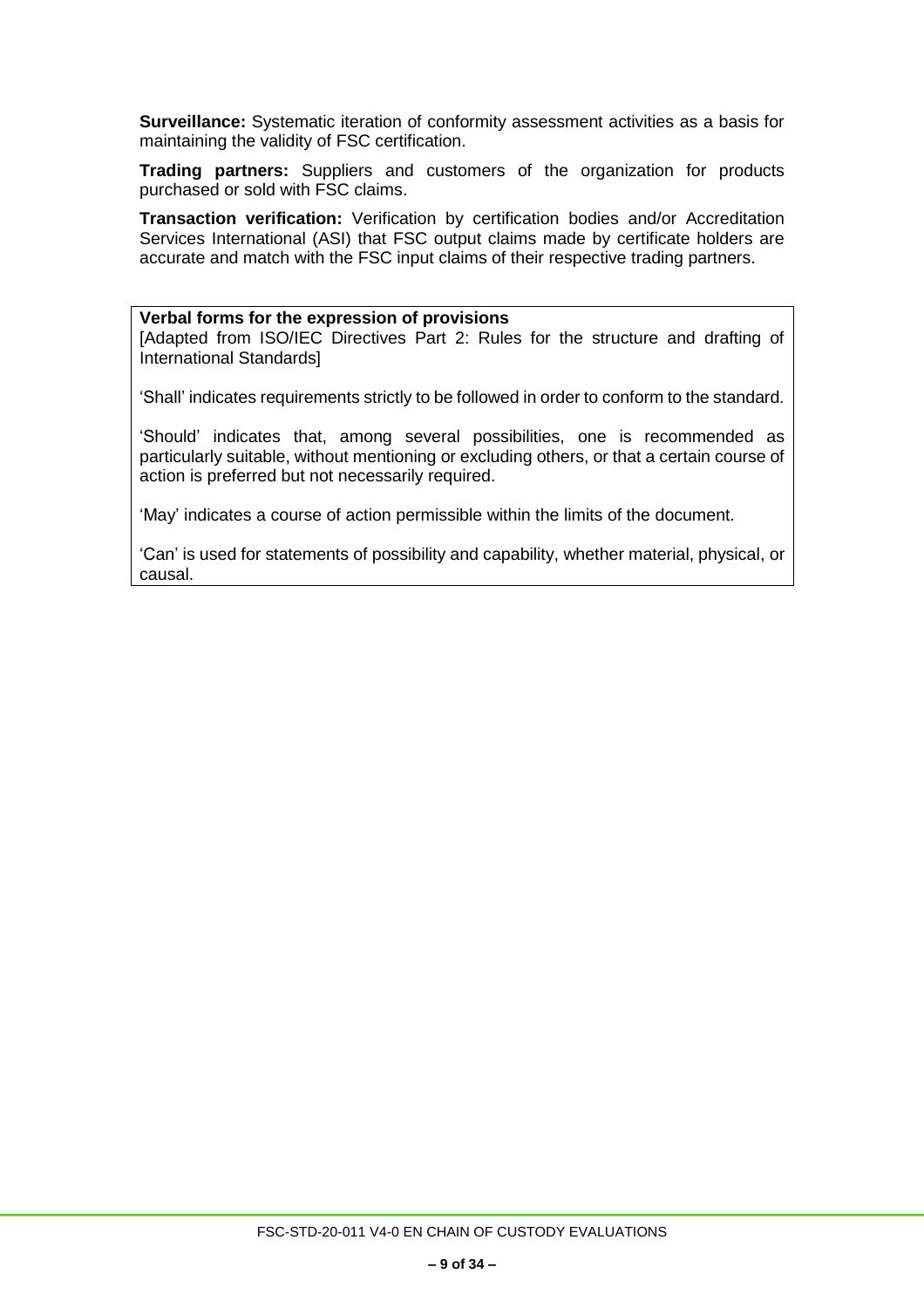**Surveillance:** Systematic iteration of conformity assessment activities as a basis for maintaining the validity of FSC certification.

**Trading partners:** Suppliers and customers of the organization for products purchased or sold with FSC claims.

**Transaction verification:** Verification by certification bodies and/or Accreditation Services International (ASI) that FSC output claims made by certificate holders are accurate and match with the FSC input claims of their respective trading partners.

**Verbal forms for the expression of provisions**
[Adapted from ISO/IEC Directives Part 2: Rules for the structure and drafting of International Standards]

'Shall' indicates requirements strictly to be followed in order to conform to the standard.

'Should' indicates that, among several possibilities, one is recommended as particularly suitable, without mentioning or excluding others, or that a certain course of action is preferred but not necessarily required.

'May' indicates a course of action permissible within the limits of the document.

'Can' is used for statements of possibility and capability, whether material, physical, or causal.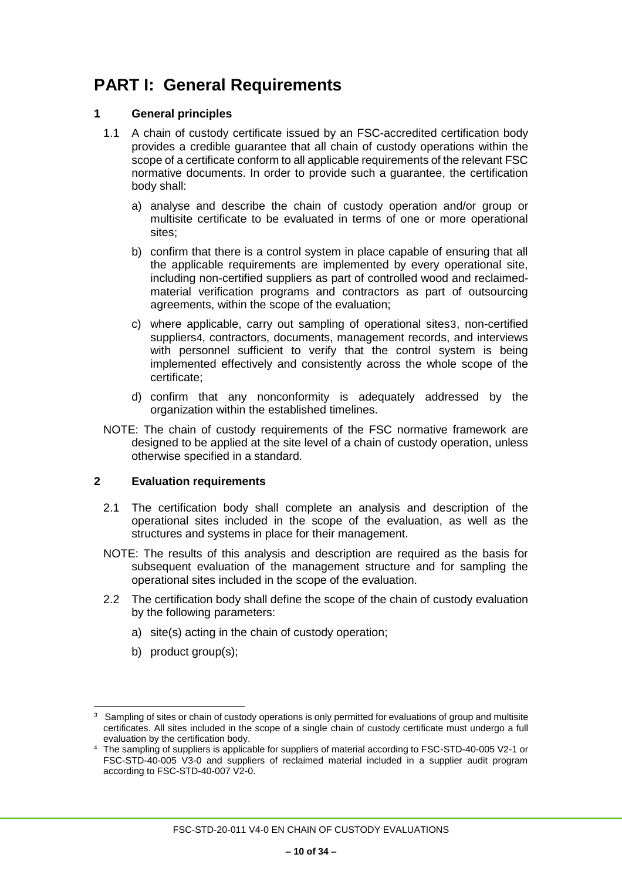# PART I: General Requirements

## 1 General principles

1.1 A chain of custody certificate issued by an FSC-accredited certification body provides a credible guarantee that all chain of custody operations within the scope of a certificate conform to all applicable requirements of the relevant FSC normative documents. In order to provide such a guarantee, the certification body shall:

a) analyse and describe the chain of custody operation and/or group or multisite certificate to be evaluated in terms of one or more operational sites;

b) confirm that there is a control system in place capable of ensuring that all the applicable requirements are implemented by every operational site, including non-certified suppliers as part of controlled wood and reclaimed-material verification programs and contractors as part of outsourcing agreements, within the scope of the evaluation;

c) where applicable, carry out sampling of operational sites[3], non-certified suppliers[4], contractors, documents, management records, and interviews with personnel sufficient to verify that the control system is being implemented effectively and consistently across the whole scope of the certificate;

d) confirm that any nonconformity is adequately addressed by the organization within the established timelines.

NOTE: The chain of custody requirements of the FSC normative framework are designed to be applied at the site level of a chain of custody operation, unless otherwise specified in a standard.

## 2 Evaluation requirements

2.1 The certification body shall complete an analysis and description of the operational sites included in the scope of the evaluation, as well as the structures and systems in place for their management.

NOTE: The results of this analysis and description are required as the basis for subsequent evaluation of the management structure and for sampling the operational sites included in the scope of the evaluation.

2.2 The certification body shall define the scope of the chain of custody evaluation by the following parameters:

a) site(s) acting in the chain of custody operation;

b) product group(s);

---

[3] Sampling of sites or chain of custody operations is only permitted for evaluations of group and multisite certificates. All sites included in the scope of a single chain of custody certificate must undergo a full evaluation by the certification body.

[4] The sampling of suppliers is applicable for suppliers of material according to FSC-STD-40-005 V2-1 or FSC-STD-40-005 V3-0 and suppliers of reclaimed material included in a supplier audit program according to FSC-STD-40-007 V2-0.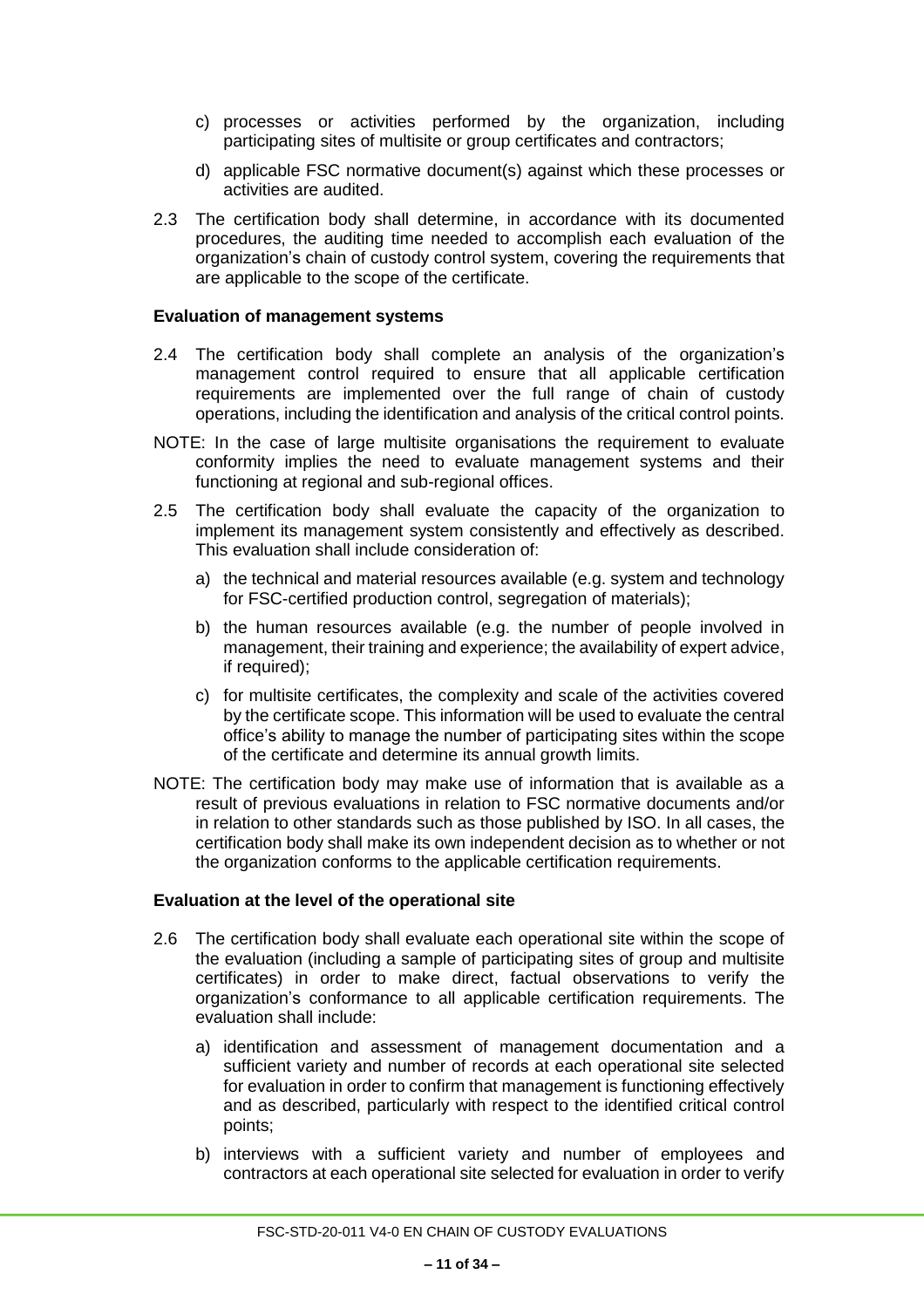c) processes or activities performed by the organization, including participating sites of multisite or group certificates and contractors;

d) applicable FSC normative document(s) against which these processes or activities are audited.

2.3 The certification body shall determine, in accordance with its documented procedures, the auditing time needed to accomplish each evaluation of the organization's chain of custody control system, covering the requirements that are applicable to the scope of the certificate.

**Evaluation of management systems**

2.4 The certification body shall complete an analysis of the organization's management control required to ensure that all applicable certification requirements are implemented over the full range of chain of custody operations, including the identification and analysis of the critical control points.

NOTE: In the case of large multisite organisations the requirement to evaluate conformity implies the need to evaluate management systems and their functioning at regional and sub-regional offices.

2.5 The certification body shall evaluate the capacity of the organization to implement its management system consistently and effectively as described. This evaluation shall include consideration of:

a) the technical and material resources available (e.g. system and technology for FSC-certified production control, segregation of materials);

b) the human resources available (e.g. the number of people involved in management, their training and experience; the availability of expert advice, if required);

c) for multisite certificates, the complexity and scale of the activities covered by the certificate scope. This information will be used to evaluate the central office's ability to manage the number of participating sites within the scope of the certificate and determine its annual growth limits.

NOTE: The certification body may make use of information that is available as a result of previous evaluations in relation to FSC normative documents and/or in relation to other standards such as those published by ISO. In all cases, the certification body shall make its own independent decision as to whether or not the organization conforms to the applicable certification requirements.

**Evaluation at the level of the operational site**

2.6 The certification body shall evaluate each operational site within the scope of the evaluation (including a sample of participating sites of group and multisite certificates) in order to make direct, factual observations to verify the organization's conformance to all applicable certification requirements. The evaluation shall include:

a) identification and assessment of management documentation and a sufficient variety and number of records at each operational site selected for evaluation in order to confirm that management is functioning effectively and as described, particularly with respect to the identified critical control points;

b) interviews with a sufficient variety and number of employees and contractors at each operational site selected for evaluation in order to verify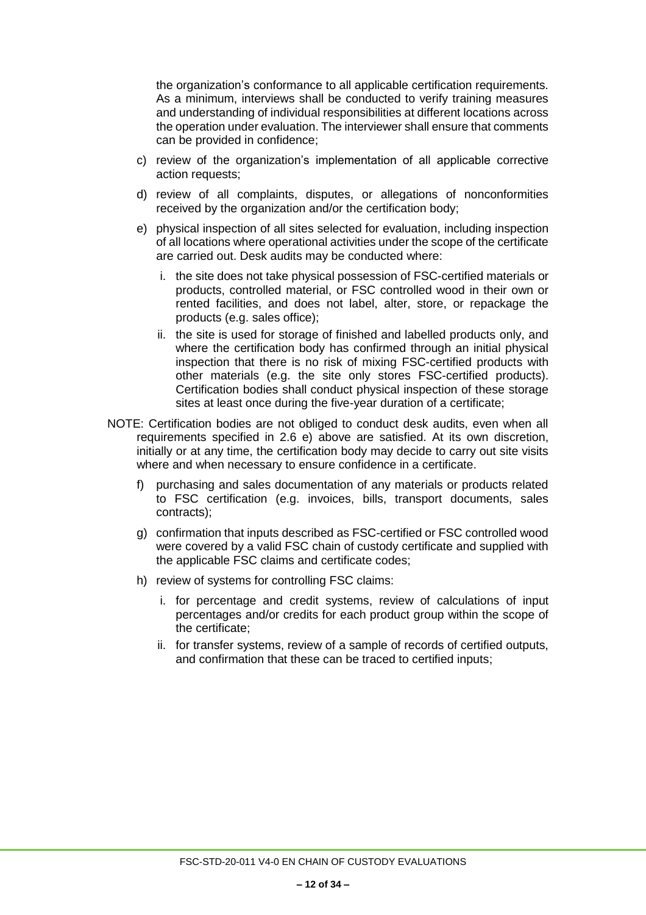the organization's conformance to all applicable certification requirements. As a minimum, interviews shall be conducted to verify training measures and understanding of individual responsibilities at different locations across the operation under evaluation. The interviewer shall ensure that comments can be provided in confidence;

c) review of the organization's implementation of all applicable corrective action requests;

d) review of all complaints, disputes, or allegations of nonconformities received by the organization and/or the certification body;

e) physical inspection of all sites selected for evaluation, including inspection of all locations where operational activities under the scope of the certificate are carried out. Desk audits may be conducted where:

   i. the site does not take physical possession of FSC-certified materials or products, controlled material, or FSC controlled wood in their own or rented facilities, and does not label, alter, store, or repackage the products (e.g. sales office);

   ii. the site is used for storage of finished and labelled products only, and where the certification body has confirmed through an initial physical inspection that there is no risk of mixing FSC-certified products with other materials (e.g. the site only stores FSC-certified products). Certification bodies shall conduct physical inspection of these storage sites at least once during the five-year duration of a certificate;

NOTE: Certification bodies are not obliged to conduct desk audits, even when all requirements specified in 2.6 e) above are satisfied. At its own discretion, initially or at any time, the certification body may decide to carry out site visits where and when necessary to ensure confidence in a certificate.

f) purchasing and sales documentation of any materials or products related to FSC certification (e.g. invoices, bills, transport documents, sales contracts);

g) confirmation that inputs described as FSC-certified or FSC controlled wood were covered by a valid FSC chain of custody certificate and supplied with the applicable FSC claims and certificate codes;

h) review of systems for controlling FSC claims:

   i. for percentage and credit systems, review of calculations of input percentages and/or credits for each product group within the scope of the certificate;

   ii. for transfer systems, review of a sample of records of certified outputs, and confirmation that these can be traced to certified inputs;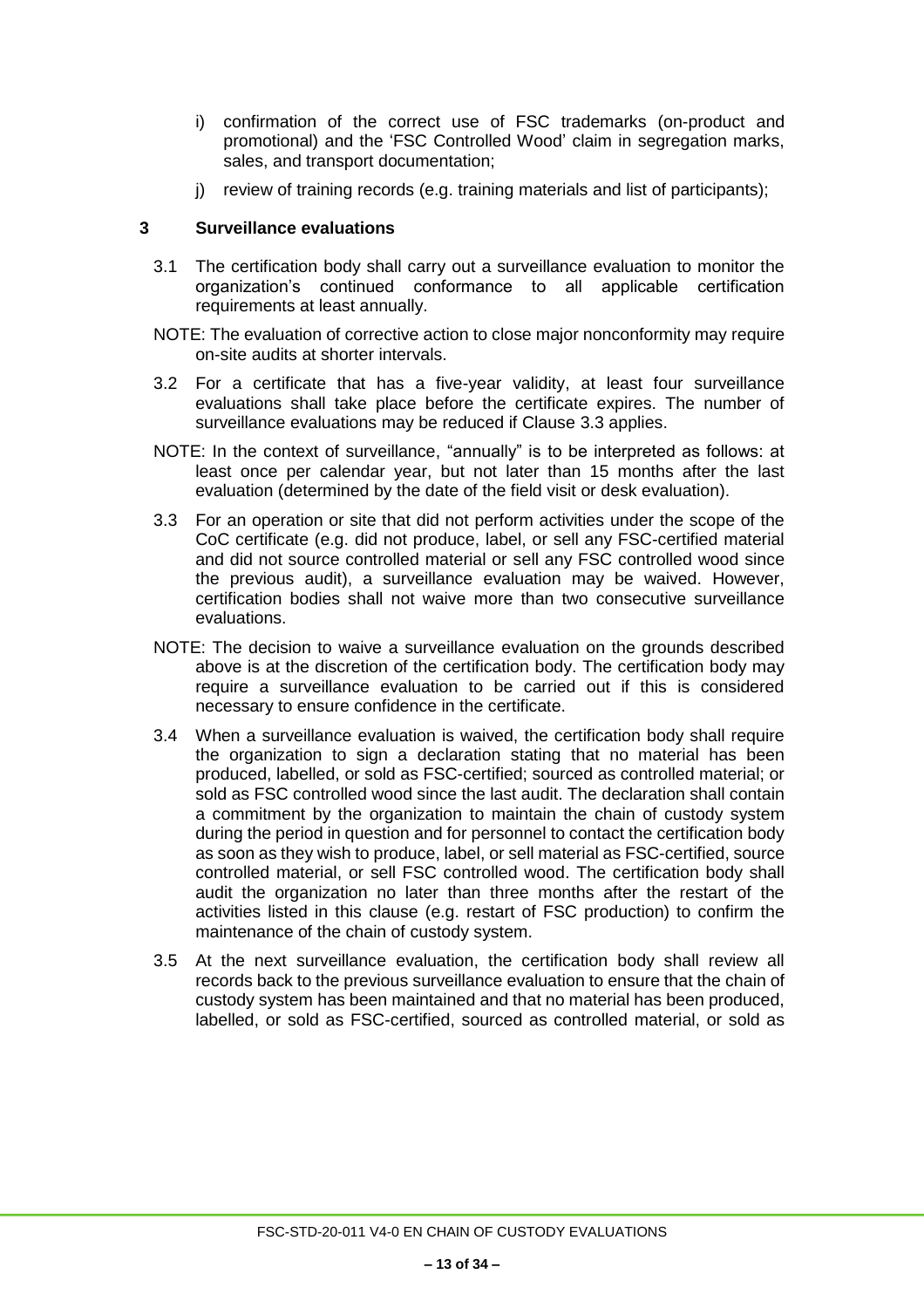i) confirmation of the correct use of FSC trademarks (on-product and promotional) and the 'FSC Controlled Wood' claim in segregation marks, sales, and transport documentation;

j) review of training records (e.g. training materials and list of participants);

## 3 Surveillance evaluations

3.1 The certification body shall carry out a surveillance evaluation to monitor the organization's continued conformance to all applicable certification requirements at least annually.

NOTE: The evaluation of corrective action to close major nonconformity may require on-site audits at shorter intervals.

3.2 For a certificate that has a five-year validity, at least four surveillance evaluations shall take place before the certificate expires. The number of surveillance evaluations may be reduced if Clause 3.3 applies.

NOTE: In the context of surveillance, "annually" is to be interpreted as follows: at least once per calendar year, but not later than 15 months after the last evaluation (determined by the date of the field visit or desk evaluation).

3.3 For an operation or site that did not perform activities under the scope of the CoC certificate (e.g. did not produce, label, or sell any FSC-certified material and did not source controlled material or sell any FSC controlled wood since the previous audit), a surveillance evaluation may be waived. However, certification bodies shall not waive more than two consecutive surveillance evaluations.

NOTE: The decision to waive a surveillance evaluation on the grounds described above is at the discretion of the certification body. The certification body may require a surveillance evaluation to be carried out if this is considered necessary to ensure confidence in the certificate.

3.4 When a surveillance evaluation is waived, the certification body shall require the organization to sign a declaration stating that no material has been produced, labelled, or sold as FSC-certified; sourced as controlled material; or sold as FSC controlled wood since the last audit. The declaration shall contain a commitment by the organization to maintain the chain of custody system during the period in question and for personnel to contact the certification body as soon as they wish to produce, label, or sell material as FSC-certified, source controlled material, or sell FSC controlled wood. The certification body shall audit the organization no later than three months after the restart of the activities listed in this clause (e.g. restart of FSC production) to confirm the maintenance of the chain of custody system.

3.5 At the next surveillance evaluation, the certification body shall review all records back to the previous surveillance evaluation to ensure that the chain of custody system has been maintained and that no material has been produced, labelled, or sold as FSC-certified, sourced as controlled material, or sold as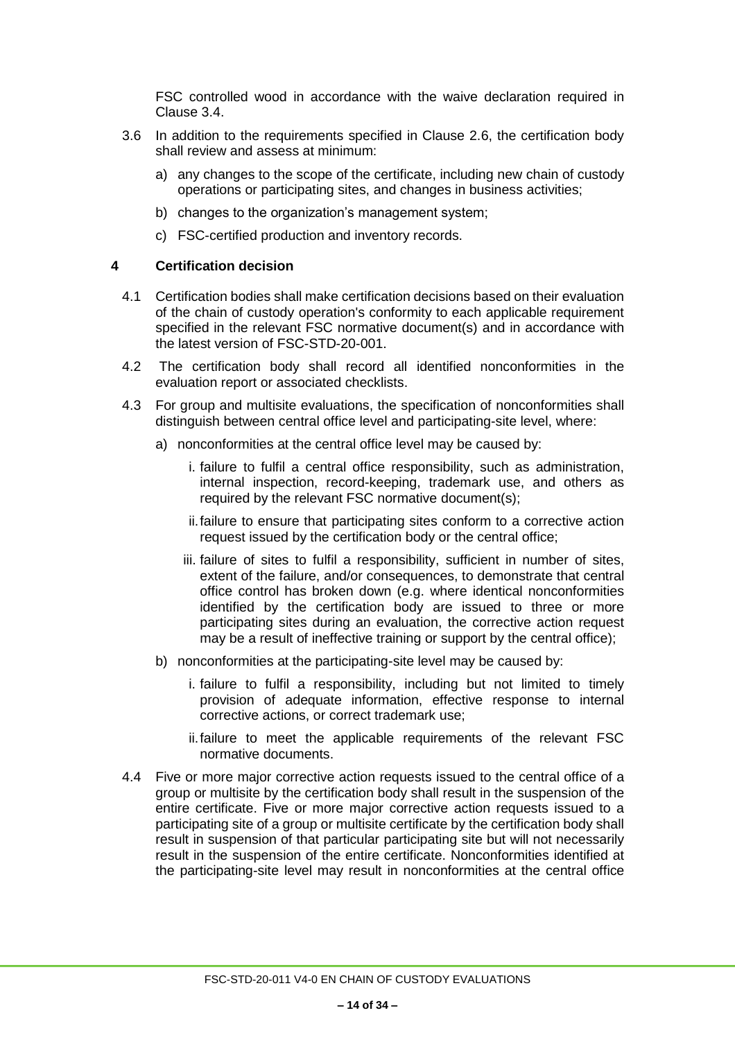FSC controlled wood in accordance with the waive declaration required in Clause 3.4.

3.6 In addition to the requirements specified in Clause 2.6, the certification body shall review and assess at minimum:

a) any changes to the scope of the certificate, including new chain of custody operations or participating sites, and changes in business activities;

b) changes to the organization's management system;

c) FSC-certified production and inventory records.

## 4 Certification decision

4.1 Certification bodies shall make certification decisions based on their evaluation of the chain of custody operation's conformity to each applicable requirement specified in the relevant FSC normative document(s) and in accordance with the latest version of FSC-STD-20-001.

4.2 The certification body shall record all identified nonconformities in the evaluation report or associated checklists.

4.3 For group and multisite evaluations, the specification of nonconformities shall distinguish between central office level and participating-site level, where:

a) nonconformities at the central office level may be caused by:

i. failure to fulfil a central office responsibility, such as administration, internal inspection, record-keeping, trademark use, and others as required by the relevant FSC normative document(s);

ii. failure to ensure that participating sites conform to a corrective action request issued by the certification body or the central office;

iii. failure of sites to fulfil a responsibility, sufficient in number of sites, extent of the failure, and/or consequences, to demonstrate that central office control has broken down (e.g. where identical nonconformities identified by the certification body are issued to three or more participating sites during an evaluation, the corrective action request may be a result of ineffective training or support by the central office);

b) nonconformities at the participating-site level may be caused by:

i. failure to fulfil a responsibility, including but not limited to timely provision of adequate information, effective response to internal corrective actions, or correct trademark use;

ii. failure to meet the applicable requirements of the relevant FSC normative documents.

4.4 Five or more major corrective action requests issued to the central office of a group or multisite by the certification body shall result in the suspension of the entire certificate. Five or more major corrective action requests issued to a participating site of a group or multisite certificate by the certification body shall result in suspension of that particular participating site but will not necessarily result in the suspension of the entire certificate. Nonconformities identified at the participating-site level may result in nonconformities at the central office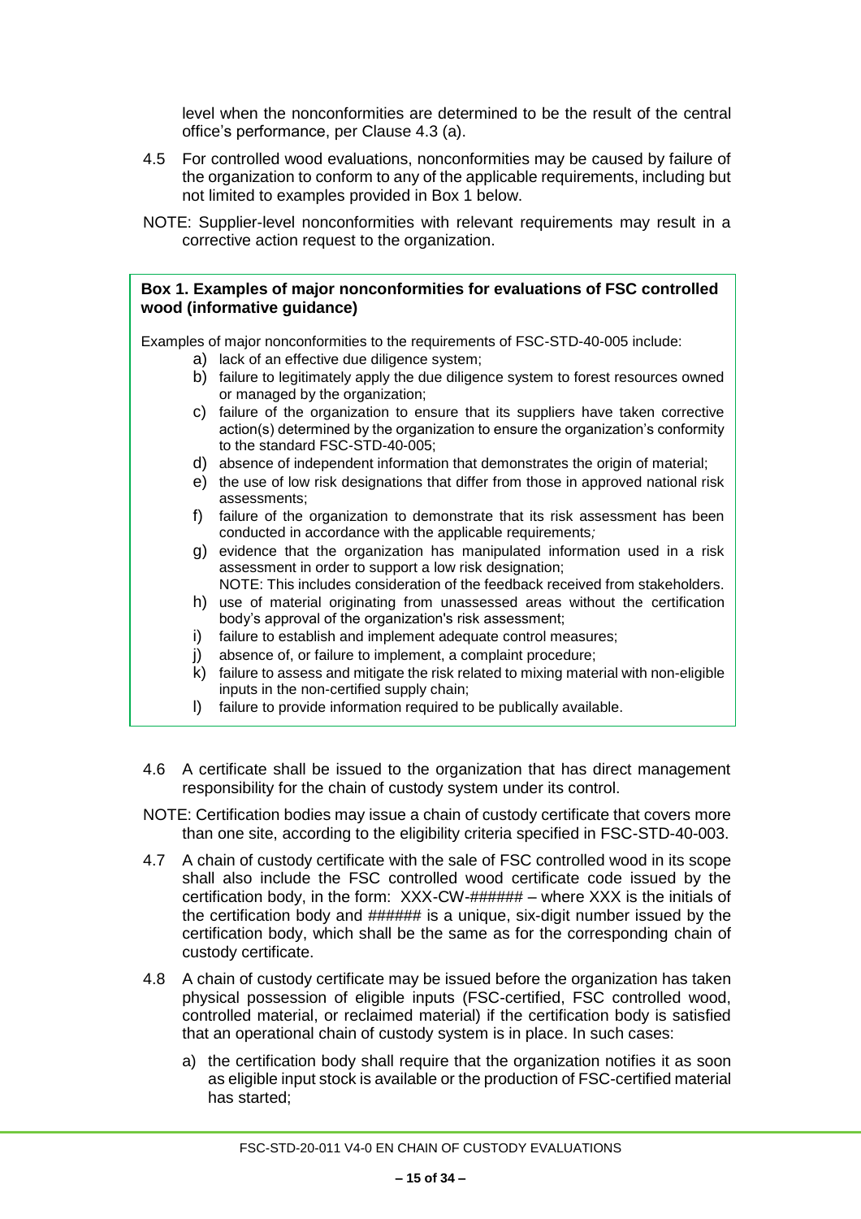level when the nonconformities are determined to be the result of the central office's performance, per Clause 4.3 (a).

4.5 For controlled wood evaluations, nonconformities may be caused by failure of the organization to conform to any of the applicable requirements, including but not limited to examples provided in Box 1 below.

NOTE: Supplier-level nonconformities with relevant requirements may result in a corrective action request to the organization.

> **Box 1. Examples of major nonconformities for evaluations of FSC controlled wood (informative guidance)**
>
> Examples of major nonconformities to the requirements of FSC-STD-40-005 include:
>
> a) lack of an effective due diligence system;
> b) failure to legitimately apply the due diligence system to forest resources owned or managed by the organization;
> c) failure of the organization to ensure that its suppliers have taken corrective action(s) determined by the organization to ensure the organization's conformity to the standard FSC-STD-40-005;
> d) absence of independent information that demonstrates the origin of material;
> e) the use of low risk designations that differ from those in approved national risk assessments;
> f) failure of the organization to demonstrate that its risk assessment has been conducted in accordance with the applicable requirements*;*
> g) evidence that the organization has manipulated information used in a risk assessment in order to support a low risk designation;
> NOTE: This includes consideration of the feedback received from stakeholders.
> h) use of material originating from unassessed areas without the certification body's approval of the organization's risk assessment;
> i) failure to establish and implement adequate control measures;
> j) absence of, or failure to implement, a complaint procedure;
> k) failure to assess and mitigate the risk related to mixing material with non-eligible inputs in the non-certified supply chain;
> l) failure to provide information required to be publically available.

4.6 A certificate shall be issued to the organization that has direct management responsibility for the chain of custody system under its control.

NOTE: Certification bodies may issue a chain of custody certificate that covers more than one site, according to the eligibility criteria specified in FSC-STD-40-003.

4.7 A chain of custody certificate with the sale of FSC controlled wood in its scope shall also include the FSC controlled wood certificate code issued by the certification body, in the form: XXX-CW-###### – where XXX is the initials of the certification body and ###### is a unique, six-digit number issued by the certification body, which shall be the same as for the corresponding chain of custody certificate.

4.8 A chain of custody certificate may be issued before the organization has taken physical possession of eligible inputs (FSC-certified, FSC controlled wood, controlled material, or reclaimed material) if the certification body is satisfied that an operational chain of custody system is in place. In such cases:

a) the certification body shall require that the organization notifies it as soon as eligible input stock is available or the production of FSC-certified material has started;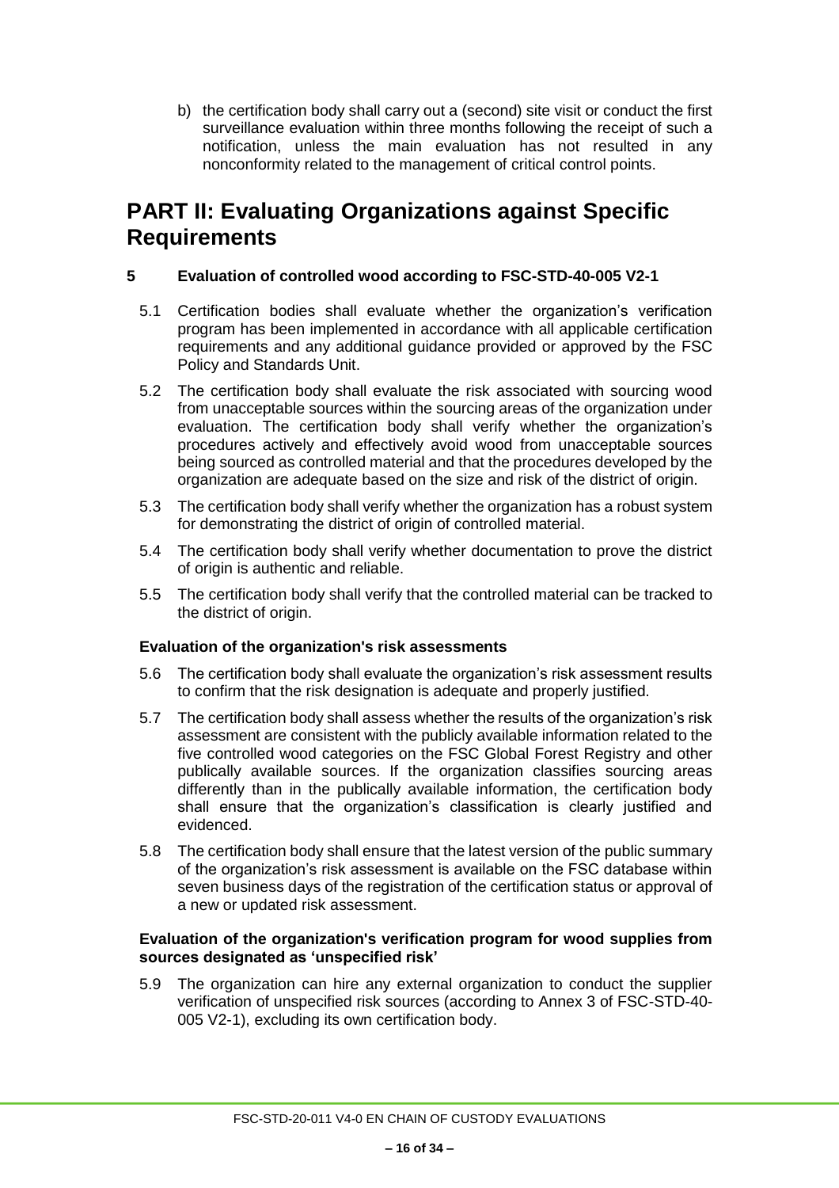b) the certification body shall carry out a (second) site visit or conduct the first surveillance evaluation within three months following the receipt of such a notification, unless the main evaluation has not resulted in any nonconformity related to the management of critical control points.

# PART II: Evaluating Organizations against Specific Requirements

## 5 Evaluation of controlled wood according to FSC-STD-40-005 V2-1

5.1 Certification bodies shall evaluate whether the organization's verification program has been implemented in accordance with all applicable certification requirements and any additional guidance provided or approved by the FSC Policy and Standards Unit.

5.2 The certification body shall evaluate the risk associated with sourcing wood from unacceptable sources within the sourcing areas of the organization under evaluation. The certification body shall verify whether the organization's procedures actively and effectively avoid wood from unacceptable sources being sourced as controlled material and that the procedures developed by the organization are adequate based on the size and risk of the district of origin.

5.3 The certification body shall verify whether the organization has a robust system for demonstrating the district of origin of controlled material.

5.4 The certification body shall verify whether documentation to prove the district of origin is authentic and reliable.

5.5 The certification body shall verify that the controlled material can be tracked to the district of origin.

### Evaluation of the organization's risk assessments

5.6 The certification body shall evaluate the organization's risk assessment results to confirm that the risk designation is adequate and properly justified.

5.7 The certification body shall assess whether the results of the organization's risk assessment are consistent with the publicly available information related to the five controlled wood categories on the FSC Global Forest Registry and other publically available sources. If the organization classifies sourcing areas differently than in the publically available information, the certification body shall ensure that the organization's classification is clearly justified and evidenced.

5.8 The certification body shall ensure that the latest version of the public summary of the organization's risk assessment is available on the FSC database within seven business days of the registration of the certification status or approval of a new or updated risk assessment.

### Evaluation of the organization's verification program for wood supplies from sources designated as 'unspecified risk'

5.9 The organization can hire any external organization to conduct the supplier verification of unspecified risk sources (according to Annex 3 of FSC-STD-40-005 V2-1), excluding its own certification body.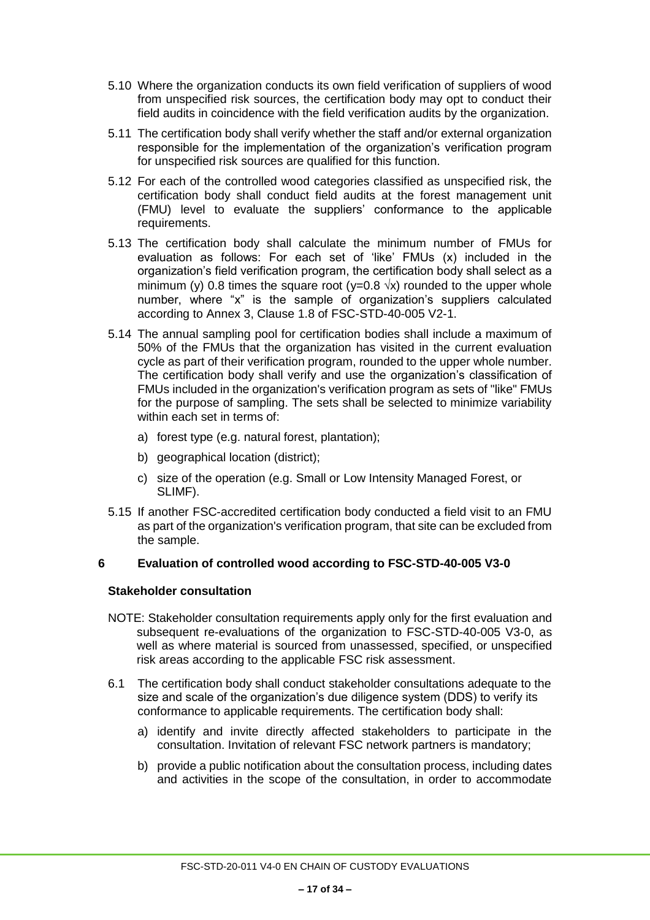5.10 Where the organization conducts its own field verification of suppliers of wood from unspecified risk sources, the certification body may opt to conduct their field audits in coincidence with the field verification audits by the organization.

5.11 The certification body shall verify whether the staff and/or external organization responsible for the implementation of the organization's verification program for unspecified risk sources are qualified for this function.

5.12 For each of the controlled wood categories classified as unspecified risk, the certification body shall conduct field audits at the forest management unit (FMU) level to evaluate the suppliers' conformance to the applicable requirements.

5.13 The certification body shall calculate the minimum number of FMUs for evaluation as follows: For each set of 'like' FMUs (x) included in the organization's field verification program, the certification body shall select as a minimum (y) 0.8 times the square root ($y=0.8 \sqrt{x}$) rounded to the upper whole number, where "x" is the sample of organization's suppliers calculated according to Annex 3, Clause 1.8 of FSC-STD-40-005 V2-1.

5.14 The annual sampling pool for certification bodies shall include a maximum of 50% of the FMUs that the organization has visited in the current evaluation cycle as part of their verification program, rounded to the upper whole number. The certification body shall verify and use the organization's classification of FMUs included in the organization's verification program as sets of "like" FMUs for the purpose of sampling. The sets shall be selected to minimize variability within each set in terms of:

a) forest type (e.g. natural forest, plantation);

b) geographical location (district);

c) size of the operation (e.g. Small or Low Intensity Managed Forest, or SLIMF).

5.15 If another FSC-accredited certification body conducted a field visit to an FMU as part of the organization's verification program, that site can be excluded from the sample.

## 6 Evaluation of controlled wood according to FSC-STD-40-005 V3-0

### Stakeholder consultation

NOTE: Stakeholder consultation requirements apply only for the first evaluation and subsequent re-evaluations of the organization to FSC-STD-40-005 V3-0, as well as where material is sourced from unassessed, specified, or unspecified risk areas according to the applicable FSC risk assessment.

6.1 The certification body shall conduct stakeholder consultations adequate to the size and scale of the organization's due diligence system (DDS) to verify its conformance to applicable requirements. The certification body shall:

a) identify and invite directly affected stakeholders to participate in the consultation. Invitation of relevant FSC network partners is mandatory;

b) provide a public notification about the consultation process, including dates and activities in the scope of the consultation, in order to accommodate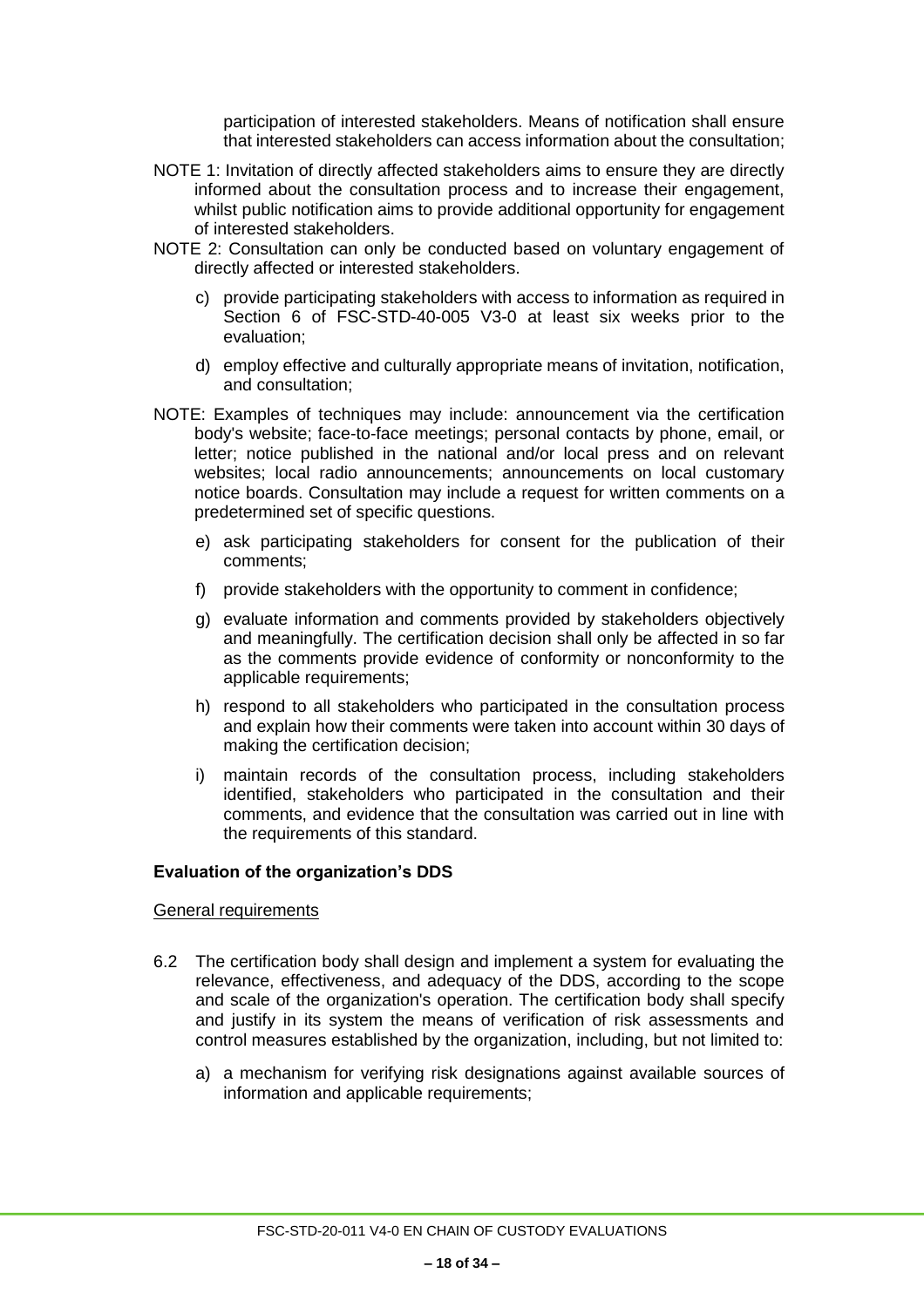participation of interested stakeholders. Means of notification shall ensure that interested stakeholders can access information about the consultation;

NOTE 1: Invitation of directly affected stakeholders aims to ensure they are directly informed about the consultation process and to increase their engagement, whilst public notification aims to provide additional opportunity for engagement of interested stakeholders.

NOTE 2: Consultation can only be conducted based on voluntary engagement of directly affected or interested stakeholders.

c) provide participating stakeholders with access to information as required in Section 6 of FSC-STD-40-005 V3-0 at least six weeks prior to the evaluation;

d) employ effective and culturally appropriate means of invitation, notification, and consultation;

NOTE: Examples of techniques may include: announcement via the certification body's website; face-to-face meetings; personal contacts by phone, email, or letter; notice published in the national and/or local press and on relevant websites; local radio announcements; announcements on local customary notice boards. Consultation may include a request for written comments on a predetermined set of specific questions.

e) ask participating stakeholders for consent for the publication of their comments;

f) provide stakeholders with the opportunity to comment in confidence;

g) evaluate information and comments provided by stakeholders objectively and meaningfully. The certification decision shall only be affected in so far as the comments provide evidence of conformity or nonconformity to the applicable requirements;

h) respond to all stakeholders who participated in the consultation process and explain how their comments were taken into account within 30 days of making the certification decision;

i) maintain records of the consultation process, including stakeholders identified, stakeholders who participated in the consultation and their comments, and evidence that the consultation was carried out in line with the requirements of this standard.

**Evaluation of the organization's DDS**

General requirements

6.2 The certification body shall design and implement a system for evaluating the relevance, effectiveness, and adequacy of the DDS, according to the scope and scale of the organization's operation. The certification body shall specify and justify in its system the means of verification of risk assessments and control measures established by the organization, including, but not limited to:

a) a mechanism for verifying risk designations against available sources of information and applicable requirements;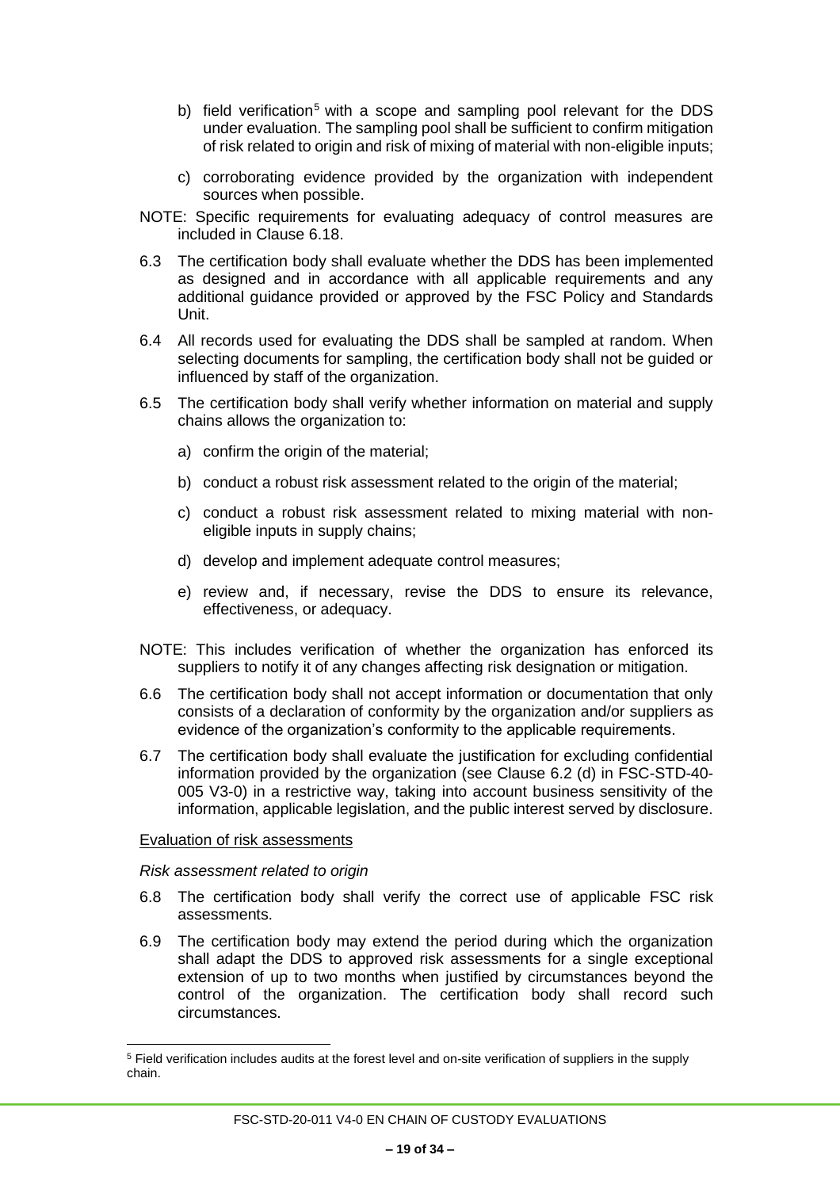b) field verification[5] with a scope and sampling pool relevant for the DDS under evaluation. The sampling pool shall be sufficient to confirm mitigation of risk related to origin and risk of mixing of material with non-eligible inputs;

c) corroborating evidence provided by the organization with independent sources when possible.

NOTE: Specific requirements for evaluating adequacy of control measures are included in Clause 6.18.

6.3 The certification body shall evaluate whether the DDS has been implemented as designed and in accordance with all applicable requirements and any additional guidance provided or approved by the FSC Policy and Standards Unit.

6.4 All records used for evaluating the DDS shall be sampled at random. When selecting documents for sampling, the certification body shall not be guided or influenced by staff of the organization.

6.5 The certification body shall verify whether information on material and supply chains allows the organization to:

a) confirm the origin of the material;

b) conduct a robust risk assessment related to the origin of the material;

c) conduct a robust risk assessment related to mixing material with non-eligible inputs in supply chains;

d) develop and implement adequate control measures;

e) review and, if necessary, revise the DDS to ensure its relevance, effectiveness, or adequacy.

NOTE: This includes verification of whether the organization has enforced its suppliers to notify it of any changes affecting risk designation or mitigation.

6.6 The certification body shall not accept information or documentation that only consists of a declaration of conformity by the organization and/or suppliers as evidence of the organization's conformity to the applicable requirements.

6.7 The certification body shall evaluate the justification for excluding confidential information provided by the organization (see Clause 6.2 (d) in FSC-STD-40-005 V3-0) in a restrictive way, taking into account business sensitivity of the information, applicable legislation, and the public interest served by disclosure.

<u>Evaluation of risk assessments</u>

*Risk assessment related to origin*

6.8 The certification body shall verify the correct use of applicable FSC risk assessments.

6.9 The certification body may extend the period during which the organization shall adapt the DDS to approved risk assessments for a single exceptional extension of up to two months when justified by circumstances beyond the control of the organization. The certification body shall record such circumstances.

[5] Field verification includes audits at the forest level and on-site verification of suppliers in the supply chain.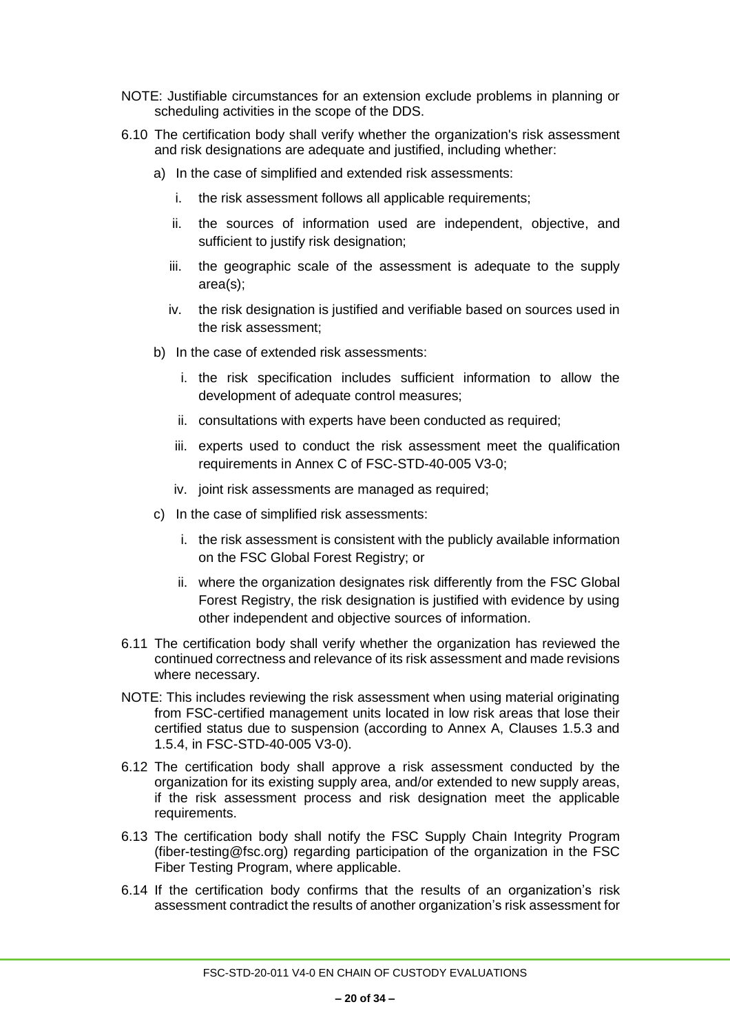NOTE: Justifiable circumstances for an extension exclude problems in planning or scheduling activities in the scope of the DDS.

6.10 The certification body shall verify whether the organization's risk assessment and risk designations are adequate and justified, including whether:

a) In the case of simplified and extended risk assessments:

   i. the risk assessment follows all applicable requirements;

   ii. the sources of information used are independent, objective, and sufficient to justify risk designation;

   iii. the geographic scale of the assessment is adequate to the supply area(s);

   iv. the risk designation is justified and verifiable based on sources used in the risk assessment;

b) In the case of extended risk assessments:

   i. the risk specification includes sufficient information to allow the development of adequate control measures;

   ii. consultations with experts have been conducted as required;

   iii. experts used to conduct the risk assessment meet the qualification requirements in Annex C of FSC-STD-40-005 V3-0;

   iv. joint risk assessments are managed as required;

c) In the case of simplified risk assessments:

   i. the risk assessment is consistent with the publicly available information on the FSC Global Forest Registry; or

   ii. where the organization designates risk differently from the FSC Global Forest Registry, the risk designation is justified with evidence by using other independent and objective sources of information.

6.11 The certification body shall verify whether the organization has reviewed the continued correctness and relevance of its risk assessment and made revisions where necessary.

NOTE: This includes reviewing the risk assessment when using material originating from FSC-certified management units located in low risk areas that lose their certified status due to suspension (according to Annex A, Clauses 1.5.3 and 1.5.4, in FSC-STD-40-005 V3-0).

6.12 The certification body shall approve a risk assessment conducted by the organization for its existing supply area, and/or extended to new supply areas, if the risk assessment process and risk designation meet the applicable requirements.

6.13 The certification body shall notify the FSC Supply Chain Integrity Program (fiber-testing@fsc.org) regarding participation of the organization in the FSC Fiber Testing Program, where applicable.

6.14 If the certification body confirms that the results of an organization's risk assessment contradict the results of another organization's risk assessment for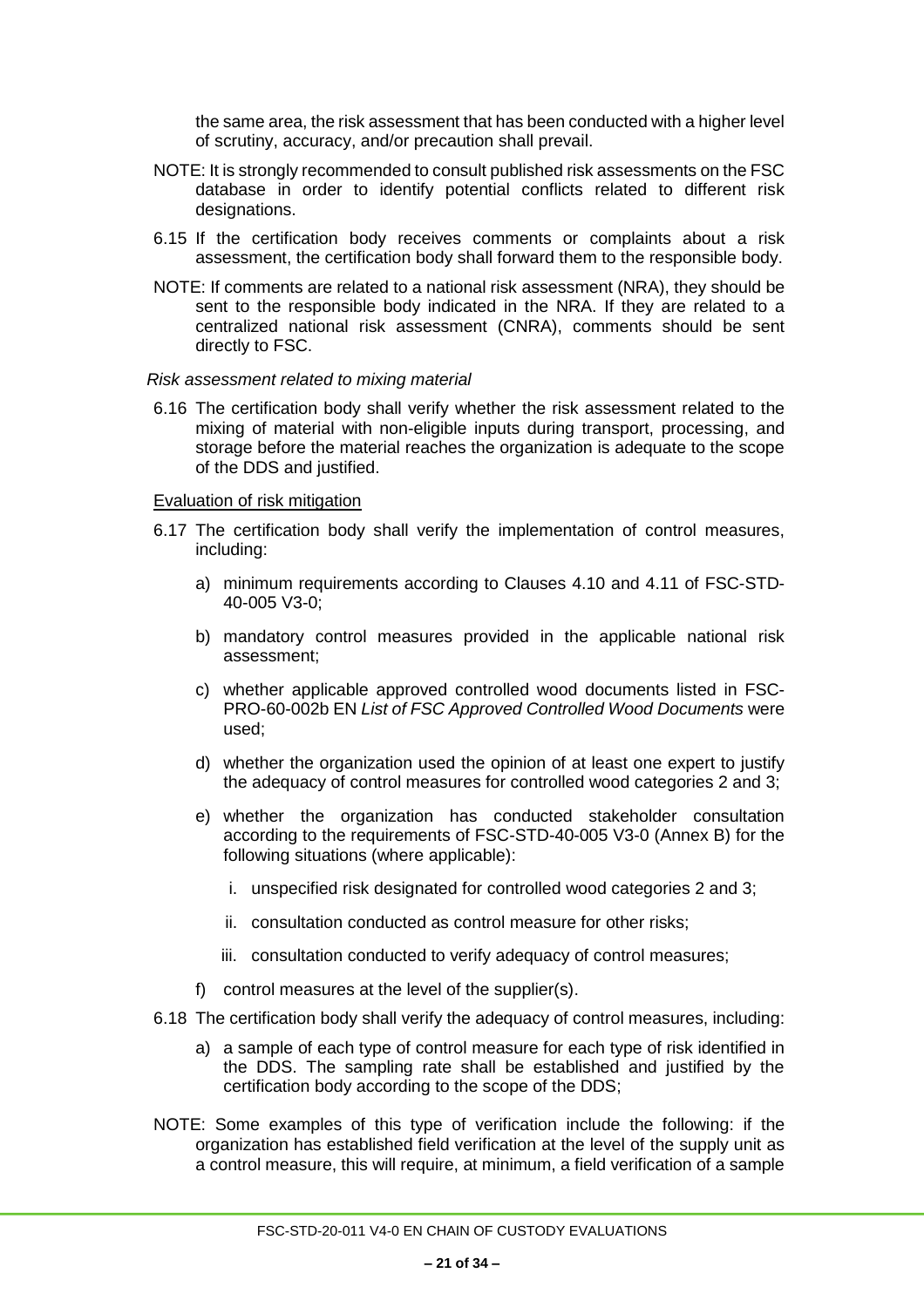the same area, the risk assessment that has been conducted with a higher level of scrutiny, accuracy, and/or precaution shall prevail.

NOTE: It is strongly recommended to consult published risk assessments on the FSC database in order to identify potential conflicts related to different risk designations.

6.15 If the certification body receives comments or complaints about a risk assessment, the certification body shall forward them to the responsible body.

NOTE: If comments are related to a national risk assessment (NRA), they should be sent to the responsible body indicated in the NRA. If they are related to a centralized national risk assessment (CNRA), comments should be sent directly to FSC.

*Risk assessment related to mixing material*

6.16 The certification body shall verify whether the risk assessment related to the mixing of material with non-eligible inputs during transport, processing, and storage before the material reaches the organization is adequate to the scope of the DDS and justified.

<u>Evaluation of risk mitigation</u>

6.17 The certification body shall verify the implementation of control measures, including:

a) minimum requirements according to Clauses 4.10 and 4.11 of FSC-STD-40-005 V3-0;

b) mandatory control measures provided in the applicable national risk assessment;

c) whether applicable approved controlled wood documents listed in FSC-PRO-60-002b EN *List of FSC Approved Controlled Wood Documents* were used;

d) whether the organization used the opinion of at least one expert to justify the adequacy of control measures for controlled wood categories 2 and 3;

e) whether the organization has conducted stakeholder consultation according to the requirements of FSC-STD-40-005 V3-0 (Annex B) for the following situations (where applicable):

   i. unspecified risk designated for controlled wood categories 2 and 3;

   ii. consultation conducted as control measure for other risks;

   iii. consultation conducted to verify adequacy of control measures;

f) control measures at the level of the supplier(s).

6.18 The certification body shall verify the adequacy of control measures, including:

a) a sample of each type of control measure for each type of risk identified in the DDS. The sampling rate shall be established and justified by the certification body according to the scope of the DDS;

NOTE: Some examples of this type of verification include the following: if the organization has established field verification at the level of the supply unit as a control measure, this will require, at minimum, a field verification of a sample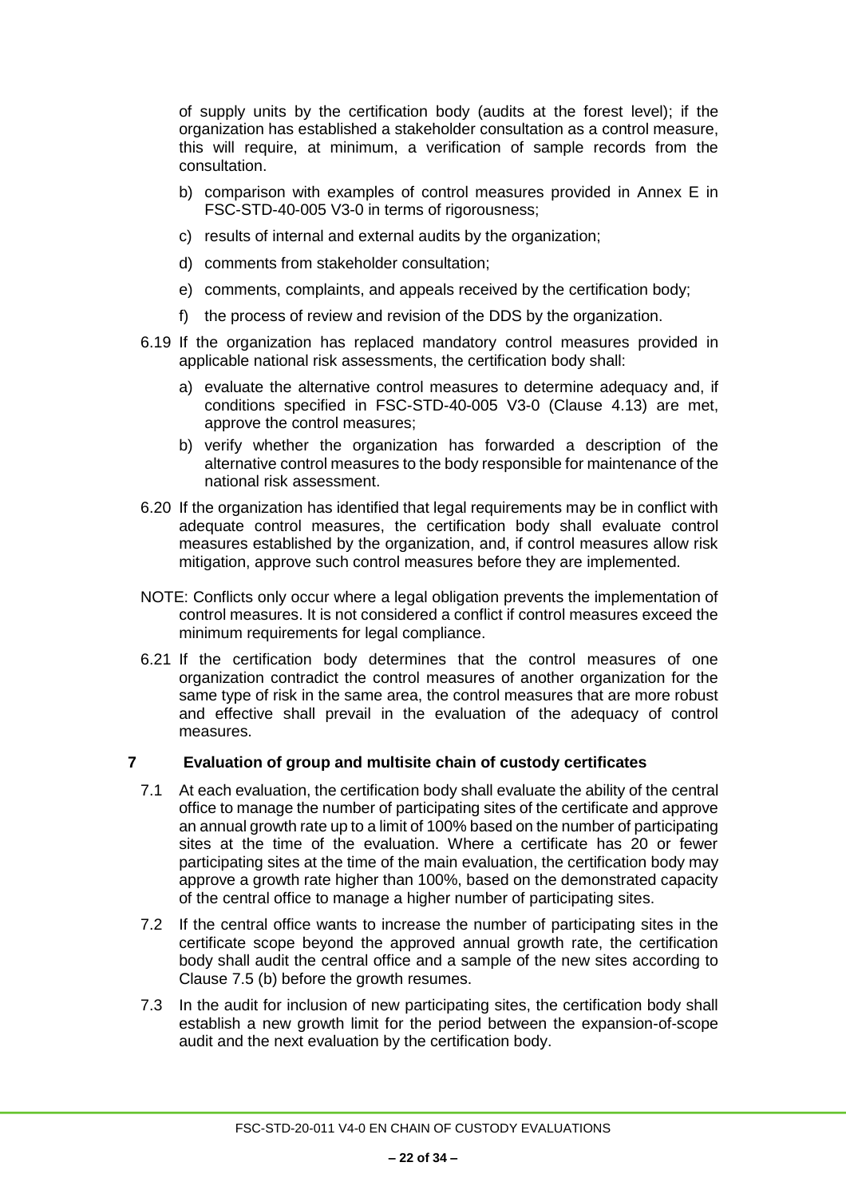of supply units by the certification body (audits at the forest level); if the organization has established a stakeholder consultation as a control measure, this will require, at minimum, a verification of sample records from the consultation.

b) comparison with examples of control measures provided in Annex E in FSC-STD-40-005 V3-0 in terms of rigorousness;

c) results of internal and external audits by the organization;

d) comments from stakeholder consultation;

e) comments, complaints, and appeals received by the certification body;

f) the process of review and revision of the DDS by the organization.

6.19 If the organization has replaced mandatory control measures provided in applicable national risk assessments, the certification body shall:

a) evaluate the alternative control measures to determine adequacy and, if conditions specified in FSC-STD-40-005 V3-0 (Clause 4.13) are met, approve the control measures;

b) verify whether the organization has forwarded a description of the alternative control measures to the body responsible for maintenance of the national risk assessment.

6.20 If the organization has identified that legal requirements may be in conflict with adequate control measures, the certification body shall evaluate control measures established by the organization, and, if control measures allow risk mitigation, approve such control measures before they are implemented.

NOTE: Conflicts only occur where a legal obligation prevents the implementation of control measures. It is not considered a conflict if control measures exceed the minimum requirements for legal compliance.

6.21 If the certification body determines that the control measures of one organization contradict the control measures of another organization for the same type of risk in the same area, the control measures that are more robust and effective shall prevail in the evaluation of the adequacy of control measures.

## 7 Evaluation of group and multisite chain of custody certificates

7.1 At each evaluation, the certification body shall evaluate the ability of the central office to manage the number of participating sites of the certificate and approve an annual growth rate up to a limit of 100% based on the number of participating sites at the time of the evaluation. Where a certificate has 20 or fewer participating sites at the time of the main evaluation, the certification body may approve a growth rate higher than 100%, based on the demonstrated capacity of the central office to manage a higher number of participating sites.

7.2 If the central office wants to increase the number of participating sites in the certificate scope beyond the approved annual growth rate, the certification body shall audit the central office and a sample of the new sites according to Clause 7.5 (b) before the growth resumes.

7.3 In the audit for inclusion of new participating sites, the certification body shall establish a new growth limit for the period between the expansion-of-scope audit and the next evaluation by the certification body.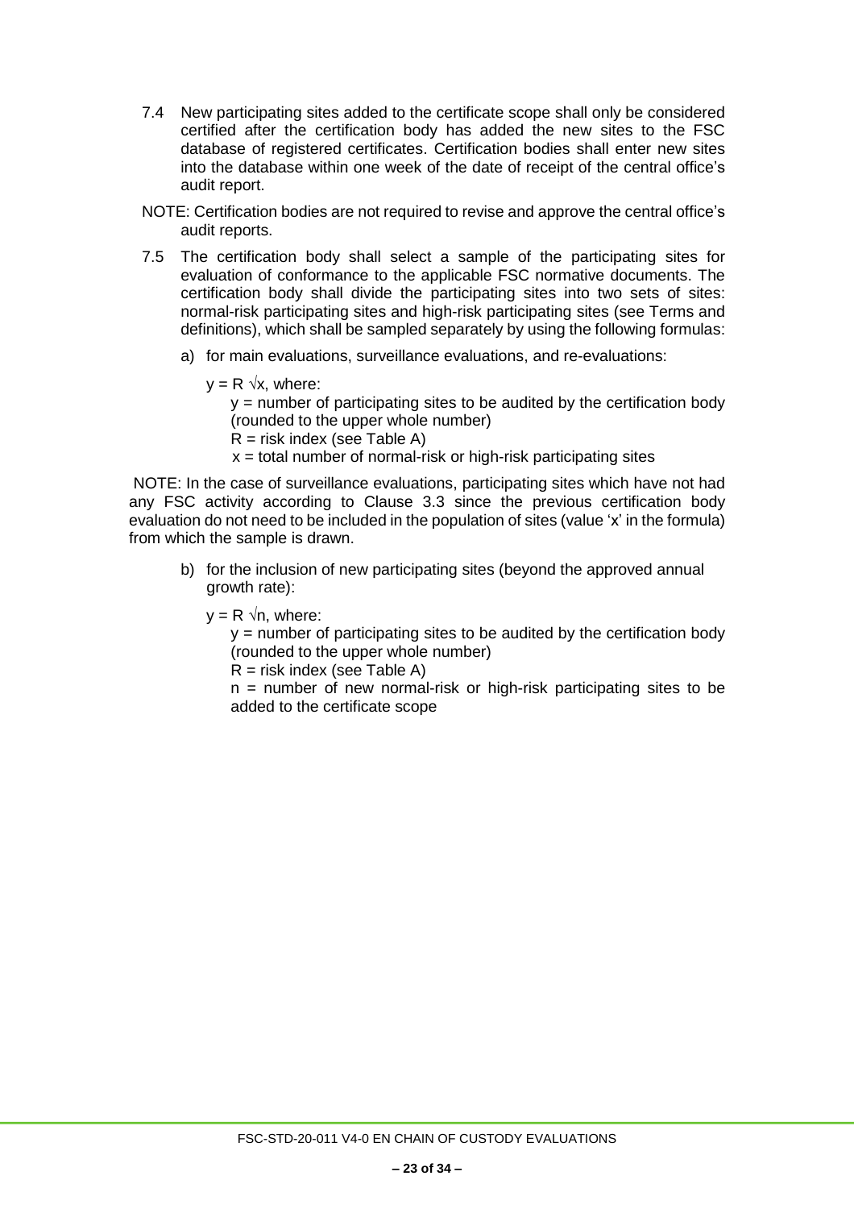7.4 New participating sites added to the certificate scope shall only be considered certified after the certification body has added the new sites to the FSC database of registered certificates. Certification bodies shall enter new sites into the database within one week of the date of receipt of the central office's audit report.

NOTE: Certification bodies are not required to revise and approve the central office's audit reports.

7.5 The certification body shall select a sample of the participating sites for evaluation of conformance to the applicable FSC normative documents. The certification body shall divide the participating sites into two sets of sites: normal-risk participating sites and high-risk participating sites (see Terms and definitions), which shall be sampled separately by using the following formulas:

a) for main evaluations, surveillance evaluations, and re-evaluations:

$y = R\sqrt{x}$, where:

$y$ = number of participating sites to be audited by the certification body (rounded to the upper whole number)

$R$ = risk index (see Table A)

$x$ = total number of normal-risk or high-risk participating sites

NOTE: In the case of surveillance evaluations, participating sites which have not had any FSC activity according to Clause 3.3 since the previous certification body evaluation do not need to be included in the population of sites (value 'x' in the formula) from which the sample is drawn.

b) for the inclusion of new participating sites (beyond the approved annual growth rate):

$y = R\sqrt{n}$, where:

$y$ = number of participating sites to be audited by the certification body (rounded to the upper whole number)

$R$ = risk index (see Table A)

$n$ = number of new normal-risk or high-risk participating sites to be added to the certificate scope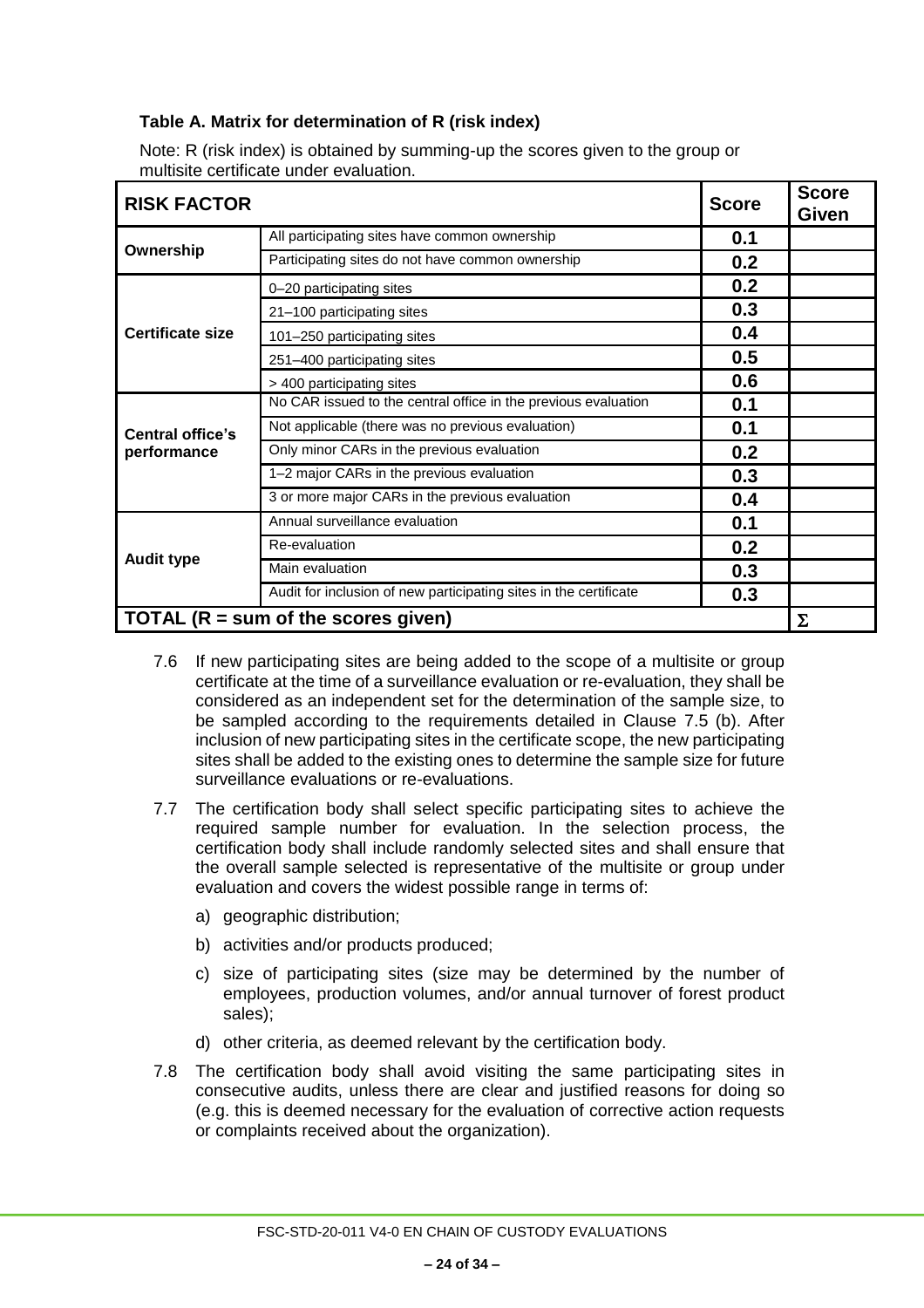**Table A. Matrix for determination of R (risk index)**

Note: R (risk index) is obtained by summing-up the scores given to the group or multisite certificate under evaluation.

| RISK FACTOR | | Score | Score Given |
|---|---|---|---|
| Ownership | All participating sites have common ownership | 0.1 | |
| | Participating sites do not have common ownership | 0.2 | |
| Certificate size | 0–20 participating sites | 0.2 | |
| | 21–100 participating sites | 0.3 | |
| | 101–250 participating sites | 0.4 | |
| | 251–400 participating sites | 0.5 | |
| | > 400 participating sites | 0.6 | |
| Central office's performance | No CAR issued to the central office in the previous evaluation | 0.1 | |
| | Not applicable (there was no previous evaluation) | 0.1 | |
| | Only minor CARs in the previous evaluation | 0.2 | |
| | 1–2 major CARs in the previous evaluation | 0.3 | |
| | 3 or more major CARs in the previous evaluation | 0.4 | |
| Audit type | Annual surveillance evaluation | 0.1 | |
| | Re-evaluation | 0.2 | |
| | Main evaluation | 0.3 | |
| | Audit for inclusion of new participating sites in the certificate | 0.3 | |
| **TOTAL (R = sum of the scores given)** | | | $\Sigma$ |

7.6 If new participating sites are being added to the scope of a multisite or group certificate at the time of a surveillance evaluation or re-evaluation, they shall be considered as an independent set for the determination of the sample size, to be sampled according to the requirements detailed in Clause 7.5 (b). After inclusion of new participating sites in the certificate scope, the new participating sites shall be added to the existing ones to determine the sample size for future surveillance evaluations or re-evaluations.

7.7 The certification body shall select specific participating sites to achieve the required sample number for evaluation. In the selection process, the certification body shall include randomly selected sites and shall ensure that the overall sample selected is representative of the multisite or group under evaluation and covers the widest possible range in terms of:

a) geographic distribution;

b) activities and/or products produced;

c) size of participating sites (size may be determined by the number of employees, production volumes, and/or annual turnover of forest product sales);

d) other criteria, as deemed relevant by the certification body.

7.8 The certification body shall avoid visiting the same participating sites in consecutive audits, unless there are clear and justified reasons for doing so (e.g. this is deemed necessary for the evaluation of corrective action requests or complaints received about the organization).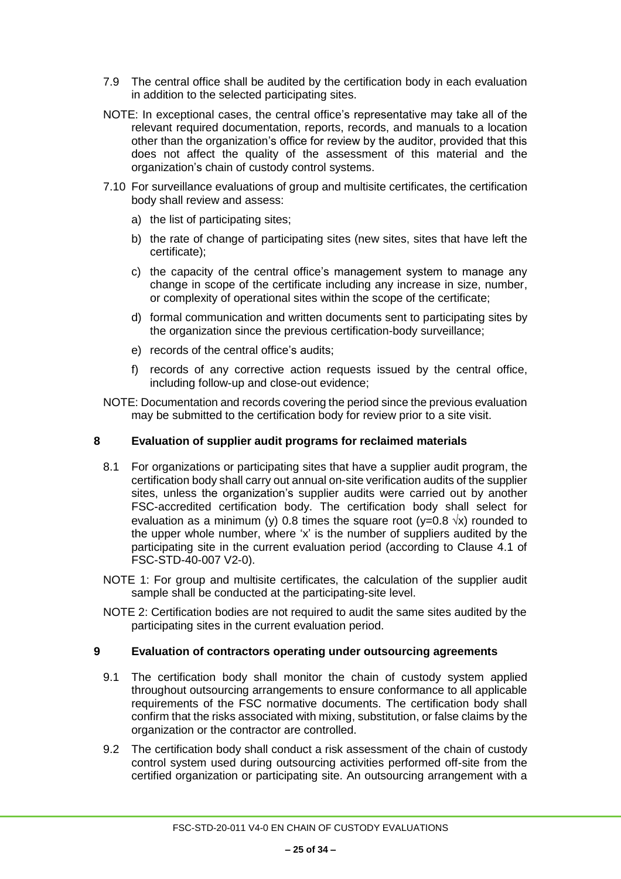7.9 The central office shall be audited by the certification body in each evaluation in addition to the selected participating sites.

NOTE: In exceptional cases, the central office's representative may take all of the relevant required documentation, reports, records, and manuals to a location other than the organization's office for review by the auditor, provided that this does not affect the quality of the assessment of this material and the organization's chain of custody control systems.

7.10 For surveillance evaluations of group and multisite certificates, the certification body shall review and assess:

a) the list of participating sites;

b) the rate of change of participating sites (new sites, sites that have left the certificate);

c) the capacity of the central office's management system to manage any change in scope of the certificate including any increase in size, number, or complexity of operational sites within the scope of the certificate;

d) formal communication and written documents sent to participating sites by the organization since the previous certification-body surveillance;

e) records of the central office's audits;

f) records of any corrective action requests issued by the central office, including follow-up and close-out evidence;

NOTE: Documentation and records covering the period since the previous evaluation may be submitted to the certification body for review prior to a site visit.

## 8 Evaluation of supplier audit programs for reclaimed materials

8.1 For organizations or participating sites that have a supplier audit program, the certification body shall carry out annual on-site verification audits of the supplier sites, unless the organization's supplier audits were carried out by another FSC-accredited certification body. The certification body shall select for evaluation as a minimum (y) 0.8 times the square root ($y=0.8 \sqrt{x}$) rounded to the upper whole number, where 'x' is the number of suppliers audited by the participating site in the current evaluation period (according to Clause 4.1 of FSC-STD-40-007 V2-0).

NOTE 1: For group and multisite certificates, the calculation of the supplier audit sample shall be conducted at the participating-site level.

NOTE 2: Certification bodies are not required to audit the same sites audited by the participating sites in the current evaluation period.

## 9 Evaluation of contractors operating under outsourcing agreements

9.1 The certification body shall monitor the chain of custody system applied throughout outsourcing arrangements to ensure conformance to all applicable requirements of the FSC normative documents. The certification body shall confirm that the risks associated with mixing, substitution, or false claims by the organization or the contractor are controlled.

9.2 The certification body shall conduct a risk assessment of the chain of custody control system used during outsourcing activities performed off-site from the certified organization or participating site. An outsourcing arrangement with a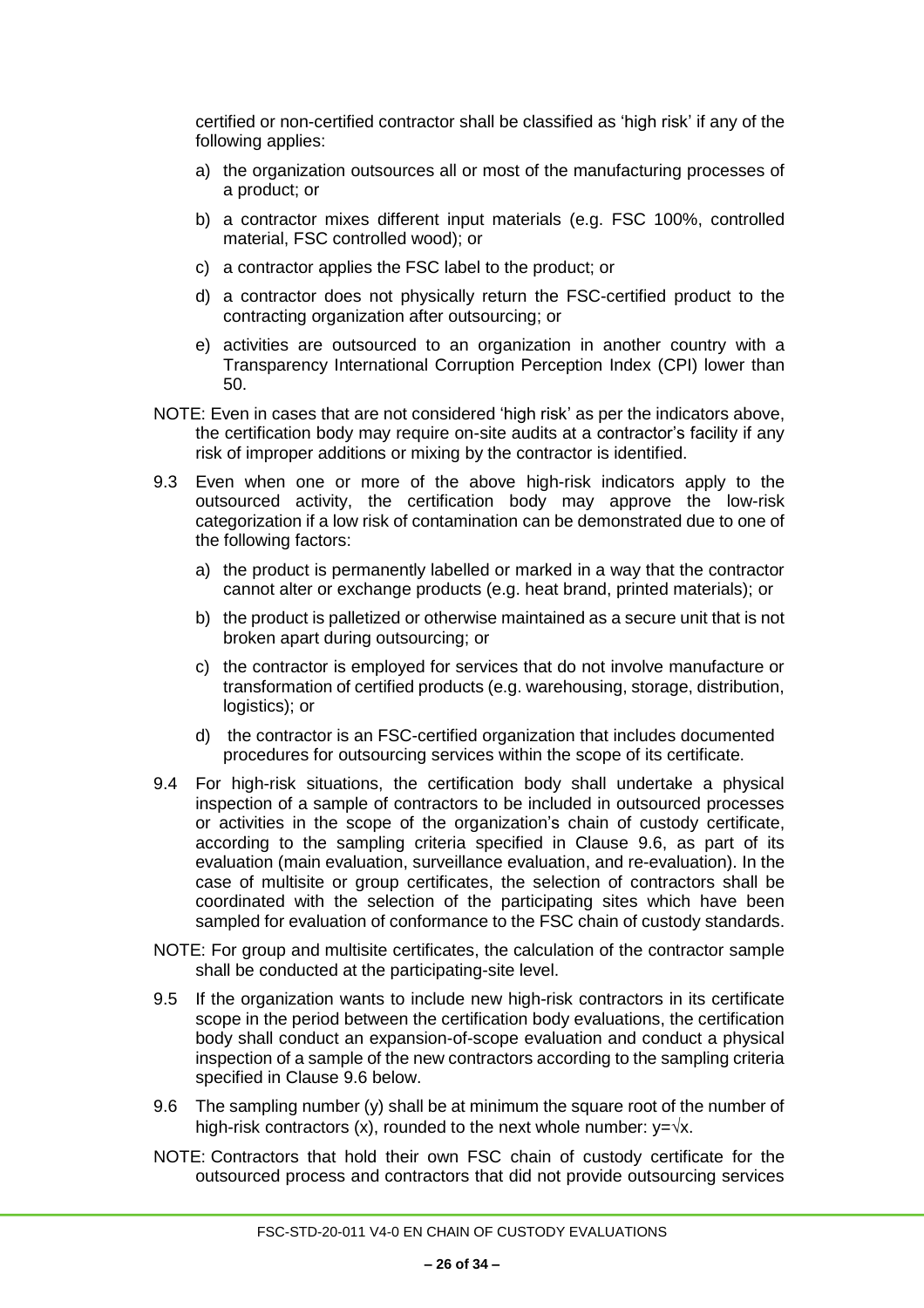certified or non-certified contractor shall be classified as 'high risk' if any of the following applies:

a) the organization outsources all or most of the manufacturing processes of a product; or

b) a contractor mixes different input materials (e.g. FSC 100%, controlled material, FSC controlled wood); or

c) a contractor applies the FSC label to the product; or

d) a contractor does not physically return the FSC-certified product to the contracting organization after outsourcing; or

e) activities are outsourced to an organization in another country with a Transparency International Corruption Perception Index (CPI) lower than 50.

NOTE: Even in cases that are not considered 'high risk' as per the indicators above, the certification body may require on-site audits at a contractor's facility if any risk of improper additions or mixing by the contractor is identified.

9.3 Even when one or more of the above high-risk indicators apply to the outsourced activity, the certification body may approve the low-risk categorization if a low risk of contamination can be demonstrated due to one of the following factors:

a) the product is permanently labelled or marked in a way that the contractor cannot alter or exchange products (e.g. heat brand, printed materials); or

b) the product is palletized or otherwise maintained as a secure unit that is not broken apart during outsourcing; or

c) the contractor is employed for services that do not involve manufacture or transformation of certified products (e.g. warehousing, storage, distribution, logistics); or

d) the contractor is an FSC-certified organization that includes documented procedures for outsourcing services within the scope of its certificate.

9.4 For high-risk situations, the certification body shall undertake a physical inspection of a sample of contractors to be included in outsourced processes or activities in the scope of the organization's chain of custody certificate, according to the sampling criteria specified in Clause 9.6, as part of its evaluation (main evaluation, surveillance evaluation, and re-evaluation). In the case of multisite or group certificates, the selection of contractors shall be coordinated with the selection of the participating sites which have been sampled for evaluation of conformance to the FSC chain of custody standards.

NOTE: For group and multisite certificates, the calculation of the contractor sample shall be conducted at the participating-site level.

9.5 If the organization wants to include new high-risk contractors in its certificate scope in the period between the certification body evaluations, the certification body shall conduct an expansion-of-scope evaluation and conduct a physical inspection of a sample of the new contractors according to the sampling criteria specified in Clause 9.6 below.

9.6 The sampling number (y) shall be at minimum the square root of the number of high-risk contractors (x), rounded to the next whole number: $y=\sqrt{x}$.

NOTE: Contractors that hold their own FSC chain of custody certificate for the outsourced process and contractors that did not provide outsourcing services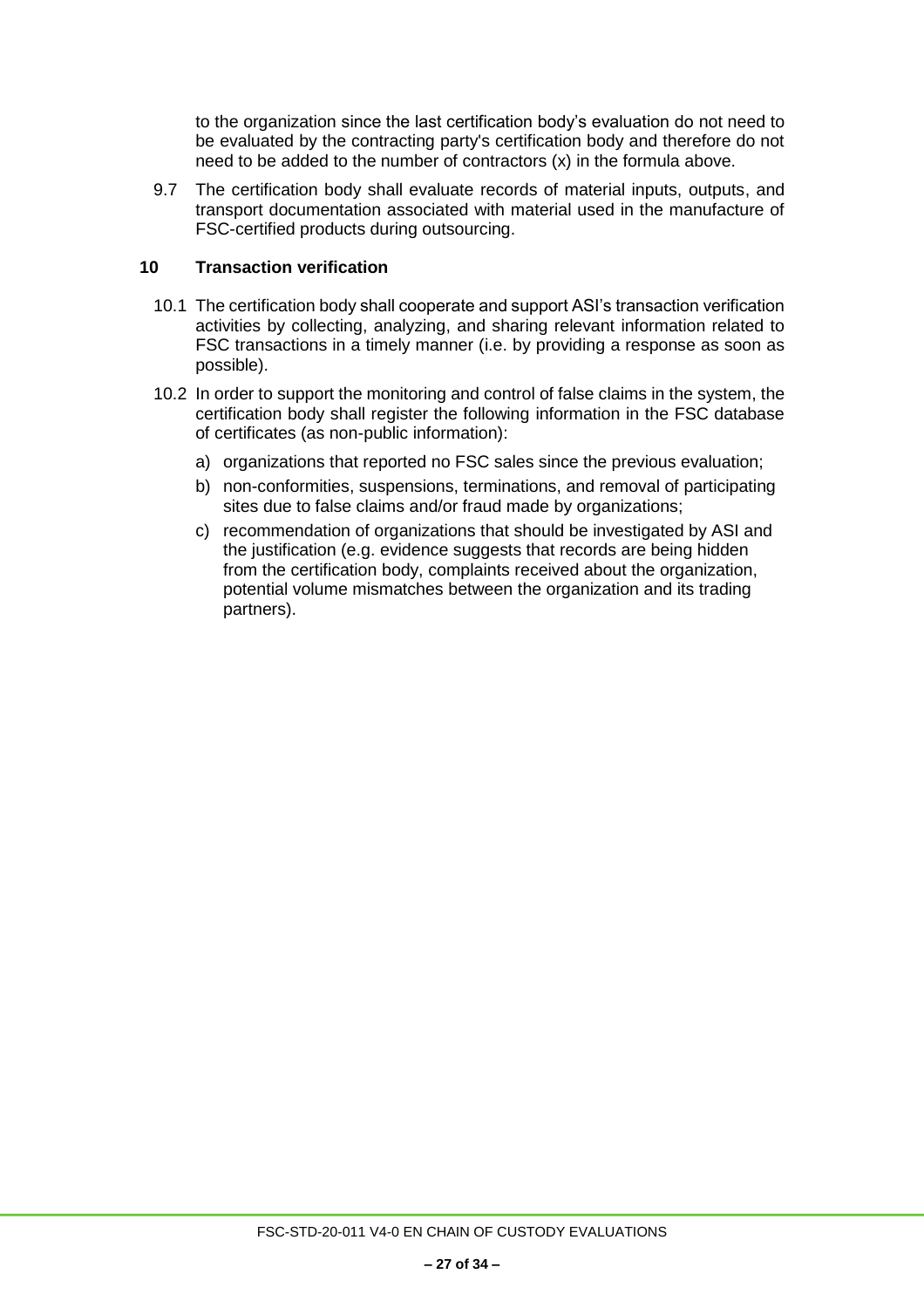to the organization since the last certification body's evaluation do not need to be evaluated by the contracting party's certification body and therefore do not need to be added to the number of contractors (x) in the formula above.

9.7 The certification body shall evaluate records of material inputs, outputs, and transport documentation associated with material used in the manufacture of FSC-certified products during outsourcing.

## 10 Transaction verification

10.1 The certification body shall cooperate and support ASI's transaction verification activities by collecting, analyzing, and sharing relevant information related to FSC transactions in a timely manner (i.e. by providing a response as soon as possible).

10.2 In order to support the monitoring and control of false claims in the system, the certification body shall register the following information in the FSC database of certificates (as non-public information):

a) organizations that reported no FSC sales since the previous evaluation;

b) non-conformities, suspensions, terminations, and removal of participating sites due to false claims and/or fraud made by organizations;

c) recommendation of organizations that should be investigated by ASI and the justification (e.g. evidence suggests that records are being hidden from the certification body, complaints received about the organization, potential volume mismatches between the organization and its trading partners).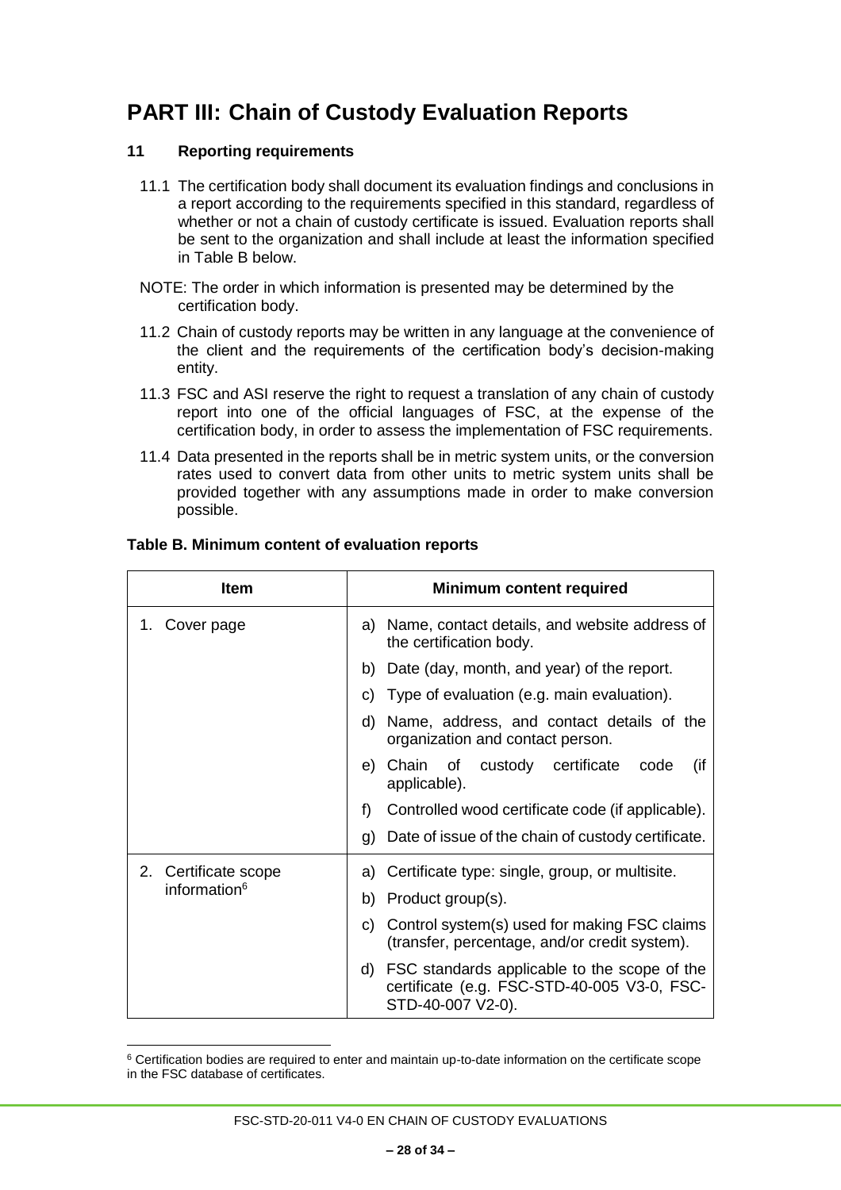# PART III: Chain of Custody Evaluation Reports

## 11 Reporting requirements

11.1 The certification body shall document its evaluation findings and conclusions in a report according to the requirements specified in this standard, regardless of whether or not a chain of custody certificate is issued. Evaluation reports shall be sent to the organization and shall include at least the information specified in Table B below.

NOTE: The order in which information is presented may be determined by the certification body.

11.2 Chain of custody reports may be written in any language at the convenience of the client and the requirements of the certification body's decision-making entity.

11.3 FSC and ASI reserve the right to request a translation of any chain of custody report into one of the official languages of FSC, at the expense of the certification body, in order to assess the implementation of FSC requirements.

11.4 Data presented in the reports shall be in metric system units, or the conversion rates used to convert data from other units to metric system units shall be provided together with any assumptions made in order to make conversion possible.

**Table B. Minimum content of evaluation reports**

| Item | Minimum content required |
|---|---|
| 1. Cover page | a) Name, contact details, and website address of the certification body.<br>b) Date (day, month, and year) of the report.<br>c) Type of evaluation (e.g. main evaluation).<br>d) Name, address, and contact details of the organization and contact person.<br>e) Chain of custody certificate code (if applicable).<br>f) Controlled wood certificate code (if applicable).<br>g) Date of issue of the chain of custody certificate. |
| 2. Certificate scope information[6] | a) Certificate type: single, group, or multisite.<br>b) Product group(s).<br>c) Control system(s) used for making FSC claims (transfer, percentage, and/or credit system).<br>d) FSC standards applicable to the scope of the certificate (e.g. FSC-STD-40-005 V3-0, FSC-STD-40-007 V2-0). |

[6] Certification bodies are required to enter and maintain up-to-date information on the certificate scope in the FSC database of certificates.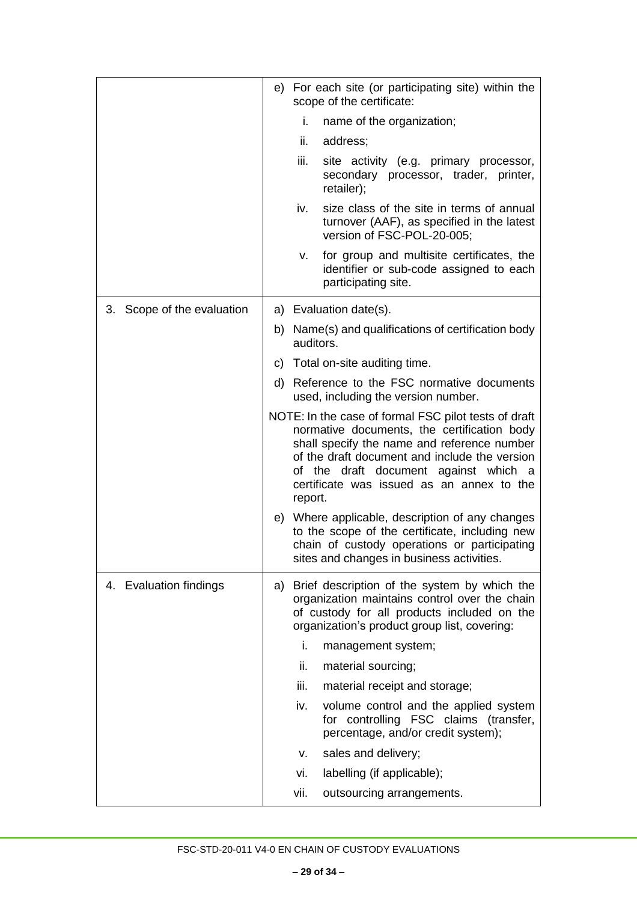| | |
|---|---|
| | e) For each site (or participating site) within the scope of the certificate:<br>i. name of the organization;<br>ii. address;<br>iii. site activity (e.g. primary processor, secondary processor, trader, printer, retailer);<br>iv. size class of the site in terms of annual turnover (AAF), as specified in the latest version of FSC-POL-20-005;<br>v. for group and multisite certificates, the identifier or sub-code assigned to each participating site. |
| 3. Scope of the evaluation | a) Evaluation date(s).<br>b) Name(s) and qualifications of certification body auditors.<br>c) Total on-site auditing time.<br>d) Reference to the FSC normative documents used, including the version number.<br>NOTE: In the case of formal FSC pilot tests of draft normative documents, the certification body shall specify the name and reference number of the draft document and include the version of the draft document against which a certificate was issued as an annex to the report.<br>e) Where applicable, description of any changes to the scope of the certificate, including new chain of custody operations or participating sites and changes in business activities. |
| 4. Evaluation findings | a) Brief description of the system by which the organization maintains control over the chain of custody for all products included on the organization's product group list, covering:<br>i. management system;<br>ii. material sourcing;<br>iii. material receipt and storage;<br>iv. volume control and the applied system for controlling FSC claims (transfer, percentage, and/or credit system);<br>v. sales and delivery;<br>vi. labelling (if applicable);<br>vii. outsourcing arrangements. |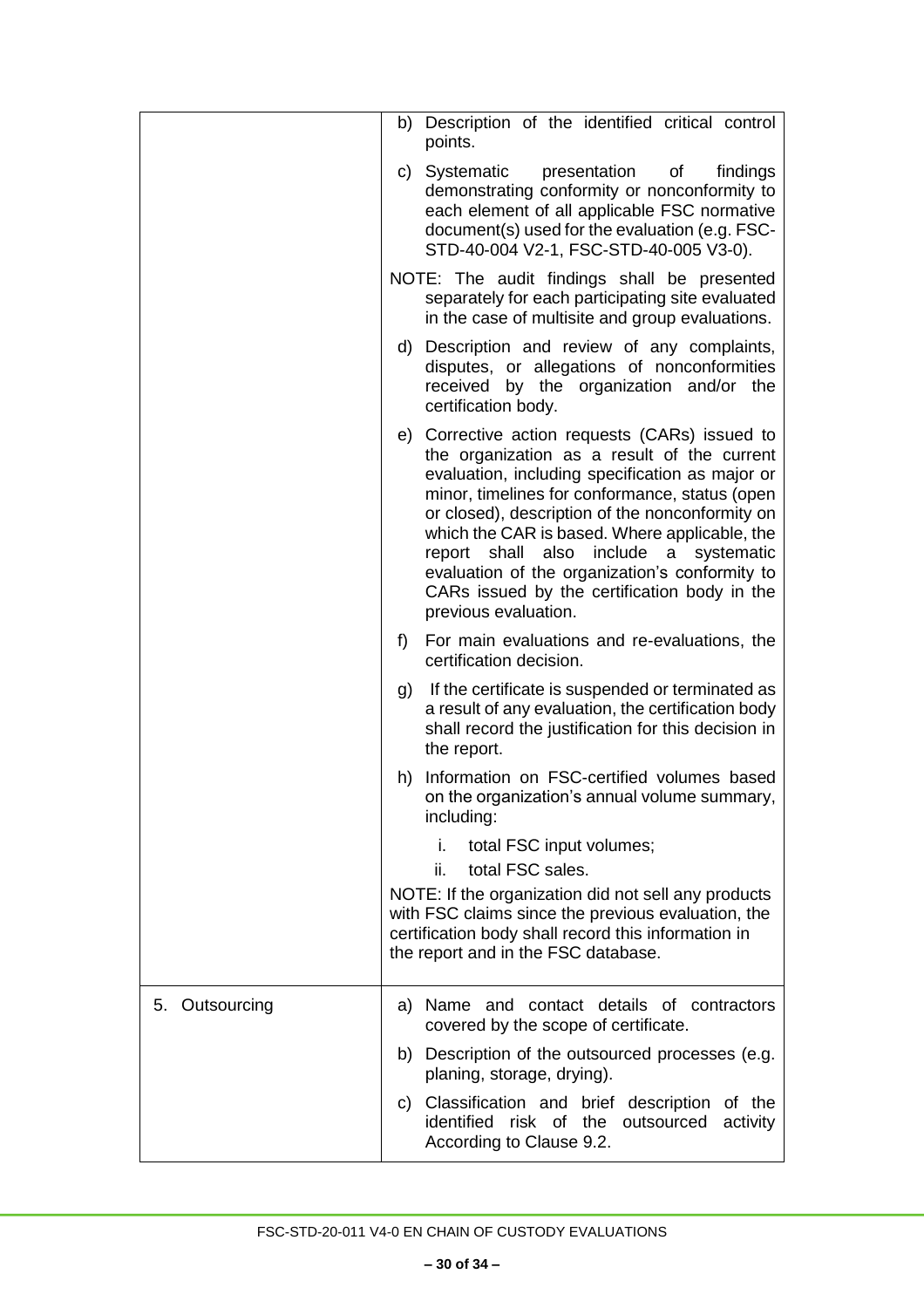| | |
|---|---|
| | b) Description of the identified critical control points.<br><br>c) Systematic presentation of findings demonstrating conformity or nonconformity to each element of all applicable FSC normative document(s) used for the evaluation (e.g. FSC-STD-40-004 V2-1, FSC-STD-40-005 V3-0).<br><br>NOTE: The audit findings shall be presented separately for each participating site evaluated in the case of multisite and group evaluations.<br><br>d) Description and review of any complaints, disputes, or allegations of nonconformities received by the organization and/or the certification body.<br><br>e) Corrective action requests (CARs) issued to the organization as a result of the current evaluation, including specification as major or minor, timelines for conformance, status (open or closed), description of the nonconformity on which the CAR is based. Where applicable, the report shall also include a systematic evaluation of the organization's conformity to CARs issued by the certification body in the previous evaluation.<br><br>f) For main evaluations and re-evaluations, the certification decision.<br><br>g) If the certificate is suspended or terminated as a result of any evaluation, the certification body shall record the justification for this decision in the report.<br><br>h) Information on FSC-certified volumes based on the organization's annual volume summary, including:<br><br>i. total FSC input volumes;<br>ii. total FSC sales.<br><br>NOTE: If the organization did not sell any products with FSC claims since the previous evaluation, the certification body shall record this information in the report and in the FSC database. |
| 5. Outsourcing | a) Name and contact details of contractors covered by the scope of certificate.<br><br>b) Description of the outsourced processes (e.g. planing, storage, drying).<br><br>c) Classification and brief description of the identified risk of the outsourced activity According to Clause 9.2. |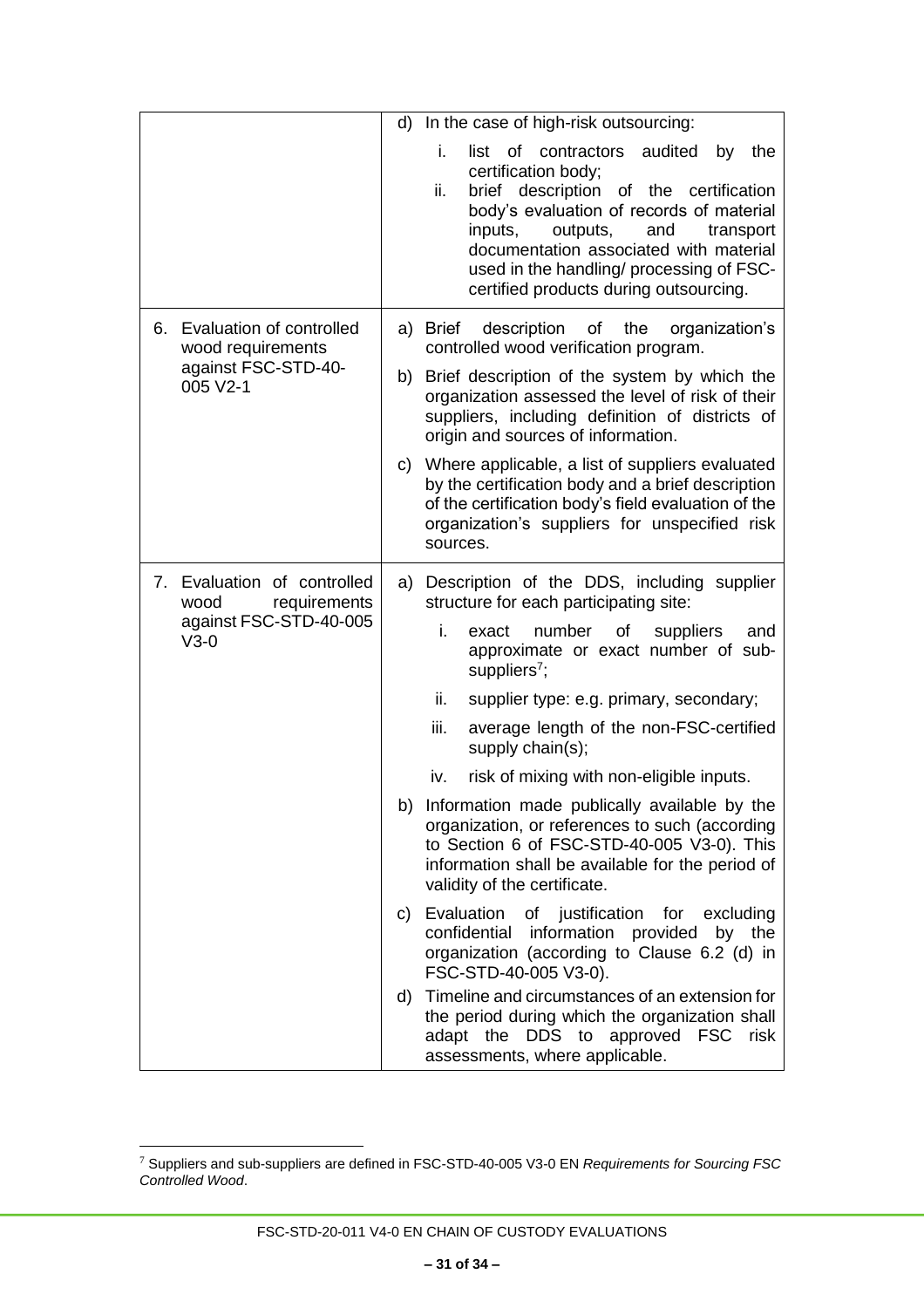| | |
|---|---|
| | d) In the case of high-risk outsourcing:<br>i. list of contractors audited by the certification body;<br>ii. brief description of the certification body's evaluation of records of material inputs, outputs, and transport documentation associated with material used in the handling/ processing of FSC-certified products during outsourcing. |
| 6. Evaluation of controlled wood requirements against FSC-STD-40-005 V2-1 | a) Brief description of the organization's controlled wood verification program.<br>b) Brief description of the system by which the organization assessed the level of risk of their suppliers, including definition of districts of origin and sources of information.<br>c) Where applicable, a list of suppliers evaluated by the certification body and a brief description of the certification body's field evaluation of the organization's suppliers for unspecified risk sources. |
| 7. Evaluation of controlled wood requirements against FSC-STD-40-005 V3-0 | a) Description of the DDS, including supplier structure for each participating site:<br>i. exact number of suppliers and approximate or exact number of sub-suppliers[7];<br>ii. supplier type: e.g. primary, secondary;<br>iii. average length of the non-FSC-certified supply chain(s);<br>iv. risk of mixing with non-eligible inputs.<br>b) Information made publically available by the organization, or references to such (according to Section 6 of FSC-STD-40-005 V3-0). This information shall be available for the period of validity of the certificate.<br>c) Evaluation of justification for excluding confidential information provided by the organization (according to Clause 6.2 (d) in FSC-STD-40-005 V3-0).<br>d) Timeline and circumstances of an extension for the period during which the organization shall adapt the DDS to approved FSC risk assessments, where applicable. |

[7] Suppliers and sub-suppliers are defined in FSC-STD-40-005 V3-0 EN *Requirements for Sourcing FSC Controlled Wood*.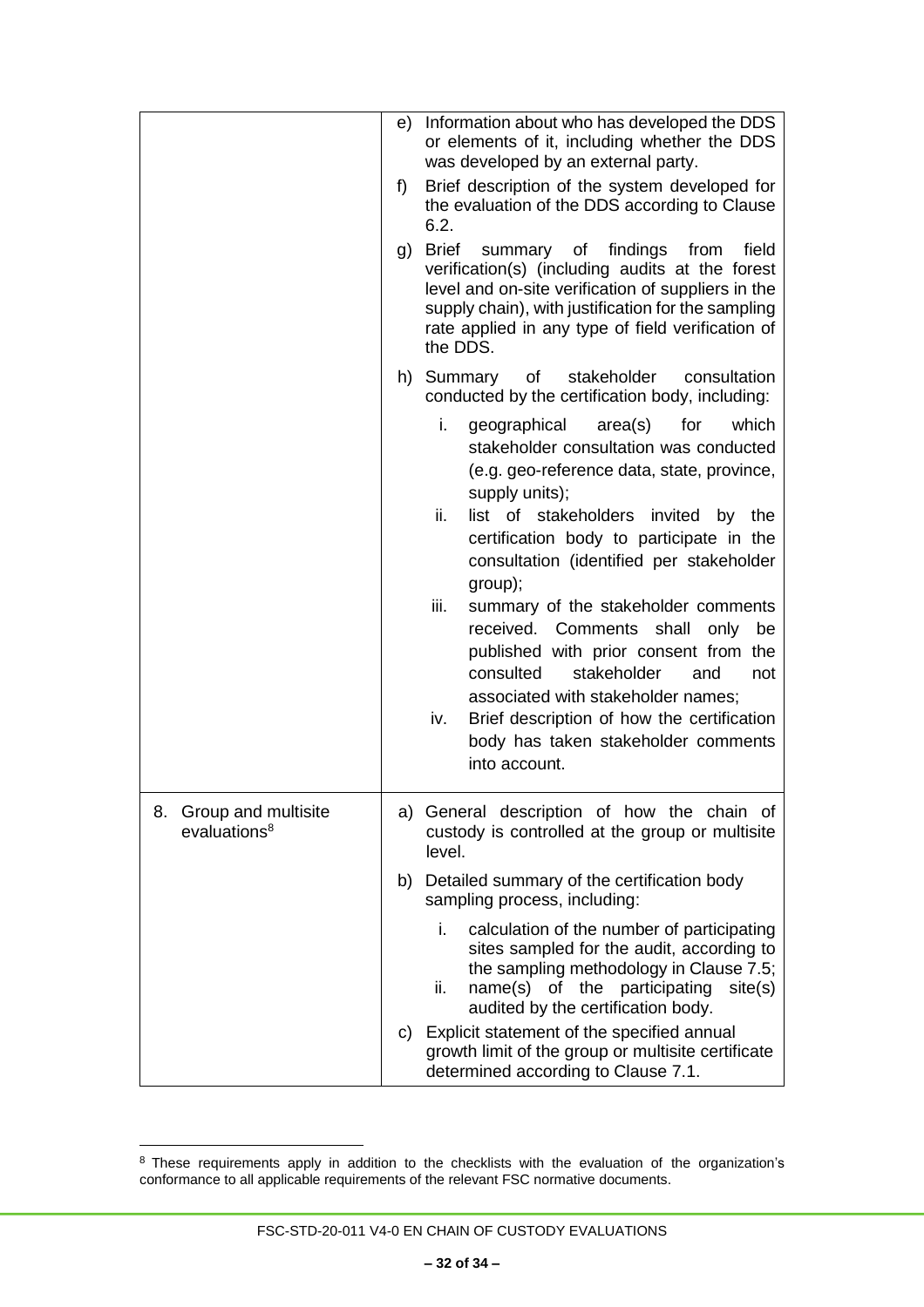| | |
|---|---|
| | e) Information about who has developed the DDS or elements of it, including whether the DDS was developed by an external party.<br>f) Brief description of the system developed for the evaluation of the DDS according to Clause 6.2.<br>g) Brief summary of findings from field verification(s) (including audits at the forest level and on-site verification of suppliers in the supply chain), with justification for the sampling rate applied in any type of field verification of the DDS.<br>h) Summary of stakeholder consultation conducted by the certification body, including:<br>i. geographical area(s) for which stakeholder consultation was conducted (e.g. geo-reference data, state, province, supply units);<br>ii. list of stakeholders invited by the certification body to participate in the consultation (identified per stakeholder group);<br>iii. summary of the stakeholder comments received. Comments shall only be published with prior consent from the consulted stakeholder and not associated with stakeholder names;<br>iv. Brief description of how the certification body has taken stakeholder comments into account. |
| 8. Group and multisite evaluations[8] | a) General description of how the chain of custody is controlled at the group or multisite level.<br>b) Detailed summary of the certification body sampling process, including:<br>i. calculation of the number of participating sites sampled for the audit, according to the sampling methodology in Clause 7.5;<br>ii. name(s) of the participating site(s) audited by the certification body.<br>c) Explicit statement of the specified annual growth limit of the group or multisite certificate determined according to Clause 7.1. |

[8] These requirements apply in addition to the checklists with the evaluation of the organization's conformance to all applicable requirements of the relevant FSC normative documents.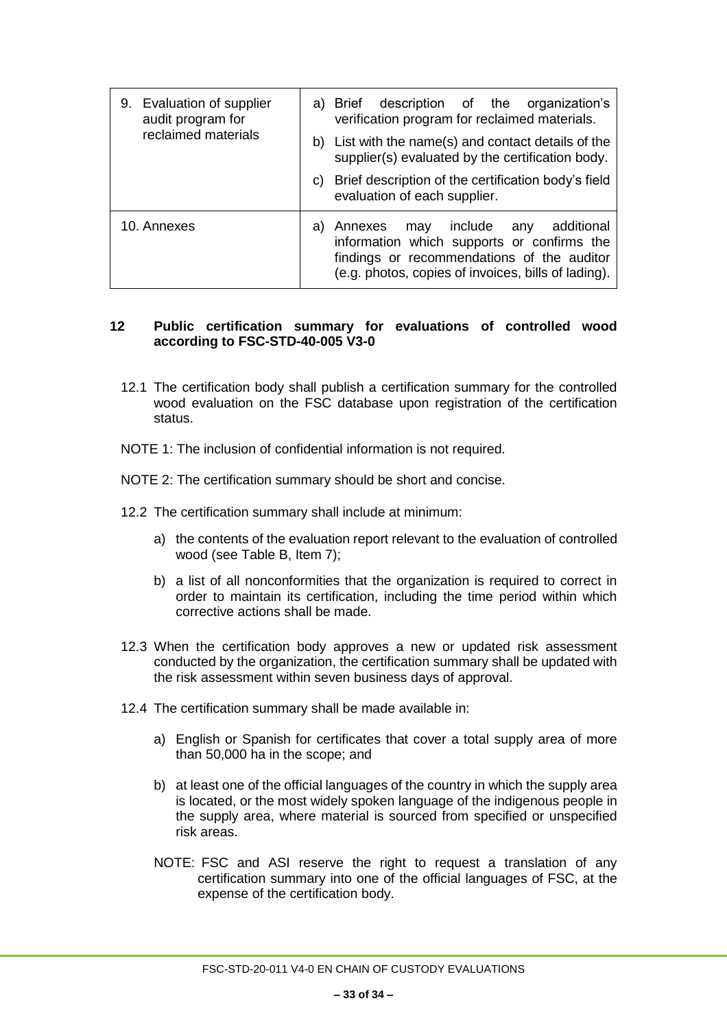| | |
|---|---|
| 9. Evaluation of supplier audit program for reclaimed materials | a) Brief description of the organization's verification program for reclaimed materials.<br>b) List with the name(s) and contact details of the supplier(s) evaluated by the certification body.<br>c) Brief description of the certification body's field evaluation of each supplier. |
| 10. Annexes | a) Annexes may include any additional information which supports or confirms the findings or recommendations of the auditor (e.g. photos, copies of invoices, bills of lading). |

## 12 Public certification summary for evaluations of controlled wood according to FSC-STD-40-005 V3-0

12.1 The certification body shall publish a certification summary for the controlled wood evaluation on the FSC database upon registration of the certification status.

NOTE 1: The inclusion of confidential information is not required.

NOTE 2: The certification summary should be short and concise.

12.2 The certification summary shall include at minimum:

a) the contents of the evaluation report relevant to the evaluation of controlled wood (see Table B, Item 7);

b) a list of all nonconformities that the organization is required to correct in order to maintain its certification, including the time period within which corrective actions shall be made.

12.3 When the certification body approves a new or updated risk assessment conducted by the organization, the certification summary shall be updated with the risk assessment within seven business days of approval.

12.4 The certification summary shall be made available in:

a) English or Spanish for certificates that cover a total supply area of more than 50,000 ha in the scope; and

b) at least one of the official languages of the country in which the supply area is located, or the most widely spoken language of the indigenous people in the supply area, where material is sourced from specified or unspecified risk areas.

NOTE: FSC and ASI reserve the right to request a translation of any certification summary into one of the official languages of FSC, at the expense of the certification body.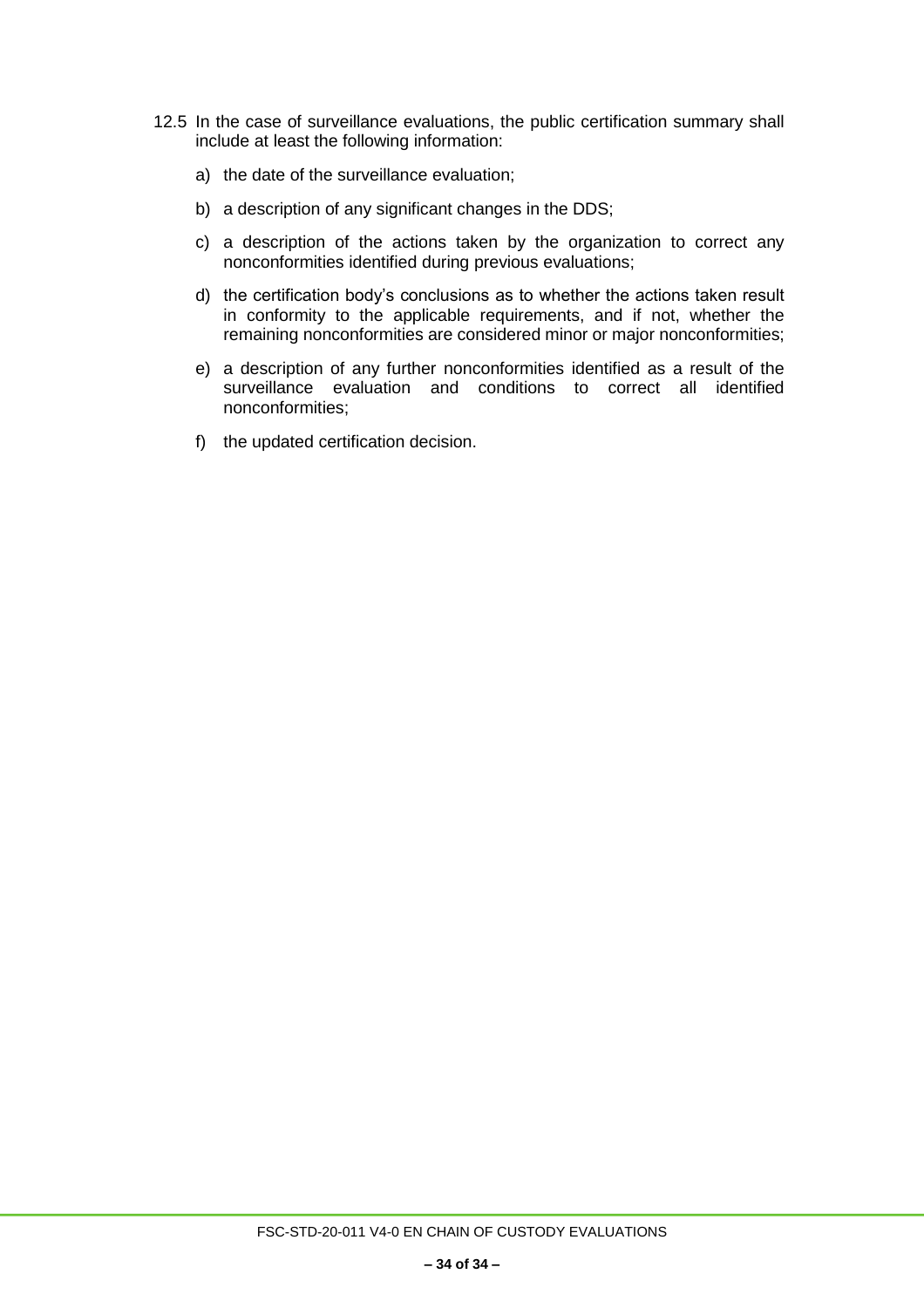12.5 In the case of surveillance evaluations, the public certification summary shall include at least the following information:

a) the date of the surveillance evaluation;

b) a description of any significant changes in the DDS;

c) a description of the actions taken by the organization to correct any nonconformities identified during previous evaluations;

d) the certification body's conclusions as to whether the actions taken result in conformity to the applicable requirements, and if not, whether the remaining nonconformities are considered minor or major nonconformities;

e) a description of any further nonconformities identified as a result of the surveillance evaluation and conditions to correct all identified nonconformities;

f) the updated certification decision.